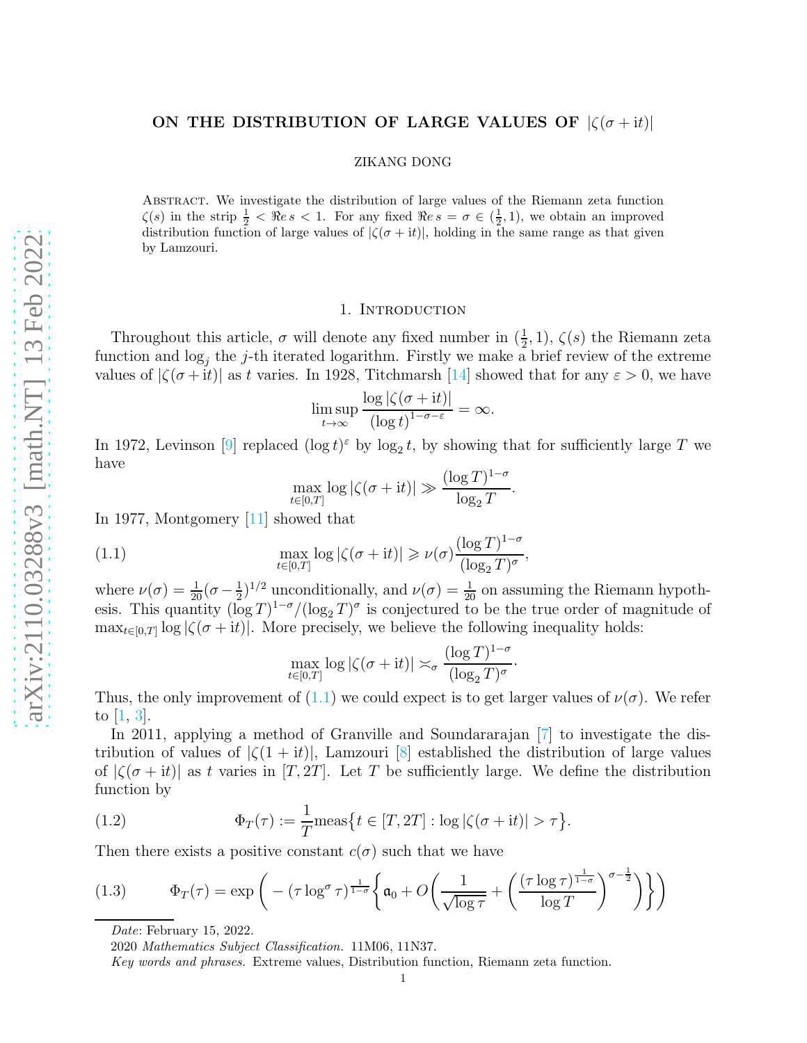# ON THE DISTRIBUTION OF LARGE VALUES OF $|\zeta(\sigma + \mathrm{i}t)|$

ZIKANG DONG

ABSTRACT. We investigate the distribution of large values of the Riemann zeta function $\zeta(s)$ in the strip $\frac{1}{2} < \Re e\, s < 1$. For any fixed $\Re e\, s = \sigma \in (\frac{1}{2}, 1)$, we obtain an improved distribution function of large values of $|\zeta(\sigma + \mathrm{i}t)|$, holding in the same range as that given by Lamzouri.

## 1. Introduction

Throughout this article, $\sigma$ will denote any fixed number in $(\frac{1}{2}, 1)$, $\zeta(s)$ the Riemann zeta function and $\log_j$ the $j$-th iterated logarithm. Firstly we make a brief review of the extreme values of $|\zeta(\sigma + \mathrm{i}t)|$ as $t$ varies. In 1928, Titchmarsh [14] showed that for any $\varepsilon > 0$, we have

$$\limsup_{t \to \infty} \frac{\log |\zeta(\sigma + \mathrm{i}t)|}{(\log t)^{1-\sigma-\varepsilon}} = \infty.$$

In 1972, Levinson [9] replaced $(\log t)^{\varepsilon}$ by $\log_2 t$, by showing that for sufficiently large $T$ we have

$$\max_{t \in [0,T]} \log |\zeta(\sigma + \mathrm{i}t)| \gg \frac{(\log T)^{1-\sigma}}{\log_2 T}.$$

In 1977, Montgomery [11] showed that

$$\max_{t \in [0,T]} \log |\zeta(\sigma + \mathrm{i}t)| \geqslant \nu(\sigma) \frac{(\log T)^{1-\sigma}}{(\log_2 T)^{\sigma}}, \tag{1.1}$$

where $\nu(\sigma) = \frac{1}{20}(\sigma - \frac{1}{2})^{1/2}$ unconditionally, and $\nu(\sigma) = \frac{1}{20}$ on assuming the Riemann hypothesis. This quantity $(\log T)^{1-\sigma}/(\log_2 T)^{\sigma}$ is conjectured to be the true order of magnitude of $\max_{t \in [0,T]} \log |\zeta(\sigma + \mathrm{i}t)|$. More precisely, we believe the following inequality holds:

$$\max_{t \in [0,T]} \log |\zeta(\sigma + \mathrm{i}t)| \asymp_{\sigma} \frac{(\log T)^{1-\sigma}}{(\log_2 T)^{\sigma}}.$$

Thus, the only improvement of (1.1) we could expect is to get larger values of $\nu(\sigma)$. We refer to [1, 3].

In 2011, applying a method of Granville and Soundararajan [7] to investigate the distribution of values of $|\zeta(1 + \mathrm{i}t)|$, Lamzouri [8] established the distribution of large values of $|\zeta(\sigma + \mathrm{i}t)|$ as $t$ varies in $[T, 2T]$. Let $T$ be sufficiently large. We define the distribution function by

$$\Phi_T(\tau) := \frac{1}{T} \mathrm{meas}\big\{t \in [T, 2T] : \log |\zeta(\sigma + \mathrm{i}t)| > \tau\big\}. \tag{1.2}$$

Then there exists a positive constant $c(\sigma)$ such that we have

$$\Phi_T(\tau) = \exp\left( -(\tau \log^{\sigma} \tau)^{\frac{1}{1-\sigma}} \left\{ \mathfrak{a}_0 + O\left( \frac{1}{\sqrt{\log \tau}} + \left( \frac{(\tau \log \tau)^{\frac{1}{1-\sigma}}}{\log T} \right)^{\sigma - \frac{1}{2}} \right) \right\} \right) \tag{1.3}$$

*Date*: February 15, 2022.

2020 *Mathematics Subject Classification.* 11M06, 11N37.

*Key words and phrases.* Extreme values, Distribution function, Riemann zeta function.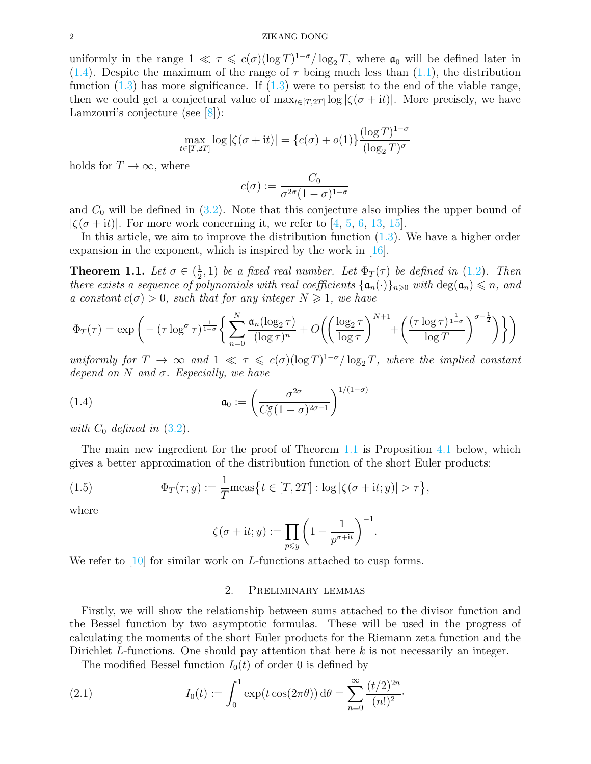uniformly in the range $1 \ll \tau \leqslant c(\sigma)(\log T)^{1-\sigma}/\log_2 T$, where $\mathfrak{a}_0$ will be defined later in (1.4). Despite the maximum of the range of $\tau$ being much less than (1.1), the distribution function (1.3) has more significance. If (1.3) were to persist to the end of the viable range, then we could get a conjectural value of $\max_{t\in[T,2T]} \log|\zeta(\sigma+\mathrm{i}t)|$. More precisely, we have Lamzouri's conjecture (see [8]):

$$\max_{t\in[T,2T]} \log|\zeta(\sigma+\mathrm{i}t)| = \{c(\sigma)+o(1)\}\frac{(\log T)^{1-\sigma}}{(\log_2 T)^{\sigma}}$$

holds for $T\to\infty$, where

$$c(\sigma) := \frac{C_0}{\sigma^{2\sigma}(1-\sigma)^{1-\sigma}}$$

and $C_0$ will be defined in (3.2). Note that this conjecture also implies the upper bound of $|\zeta(\sigma+\mathrm{i}t)|$. For more work concerning it, we refer to [4, 5, 6, 13, 15].

In this article, we aim to improve the distribution function (1.3). We have a higher order expansion in the exponent, which is inspired by the work in [16].

**Theorem 1.1.** *Let $\sigma\in(\frac{1}{2},1)$ be a fixed real number. Let $\Phi_T(\tau)$ be defined in (1.2). Then there exists a sequence of polynomials with real coefficients $\{\mathfrak{a}_n(\cdot)\}_{n\geqslant 0}$ with $\deg(\mathfrak{a}_n)\leqslant n$, and a constant $c(\sigma)>0$, such that for any integer $N\geqslant 1$, we have*

$$\Phi_T(\tau) = \exp\Bigg(-(\tau\log^{\sigma}\tau)^{\frac{1}{1-\sigma}}\Bigg\{\sum_{n=0}^{N}\frac{\mathfrak{a}_n(\log_2\tau)}{(\log\tau)^n} + O\Bigg(\Big(\frac{\log_2\tau}{\log\tau}\Big)^{N+1} + \Big(\frac{(\tau\log\tau)^{\frac{1}{1-\sigma}}}{\log T}\Big)^{\sigma-\frac{1}{2}}\Bigg)\Bigg\}\Bigg)$$

*uniformly for $T\to\infty$ and $1\ll\tau\leqslant c(\sigma)(\log T)^{1-\sigma}/\log_2 T$, where the implied constant depend on $N$ and $\sigma$. Especially, we have*

$$\mathfrak{a}_0 := \Big(\frac{\sigma^{2\sigma}}{C_0^{\sigma}(1-\sigma)^{2\sigma-1}}\Big)^{1/(1-\sigma)} \tag{1.4}$$

*with $C_0$ defined in (3.2).*

The main new ingredient for the proof of Theorem 1.1 is Proposition 4.1 below, which gives a better approximation of the distribution function of the short Euler products:

$$\Phi_T(\tau;y) := \frac{1}{T}\mathrm{meas}\big\{t\in[T,2T] : \log|\zeta(\sigma+\mathrm{i}t;y)|>\tau\big\}, \tag{1.5}$$

where

$$\zeta(\sigma+\mathrm{i}t;y) := \prod_{p\leqslant y}\Big(1-\frac{1}{p^{\sigma+\mathrm{i}t}}\Big)^{-1}.$$

We refer to [10] for similar work on $L$-functions attached to cusp forms.

## 2. Preliminary lemmas

Firstly, we will show the relationship between sums attached to the divisor function and the Bessel function by two asymptotic formulas. These will be used in the progress of calculating the moments of the short Euler products for the Riemann zeta function and the Dirichlet $L$-functions. One should pay attention that here $k$ is not necessarily an integer.

The modified Bessel function $I_0(t)$ of order 0 is defined by

$$I_0(t) := \int_0^1 \exp(t\cos(2\pi\theta))\,\mathrm{d}\theta = \sum_{n=0}^{\infty}\frac{(t/2)^{2n}}{(n!)^2}. \tag{2.1}$$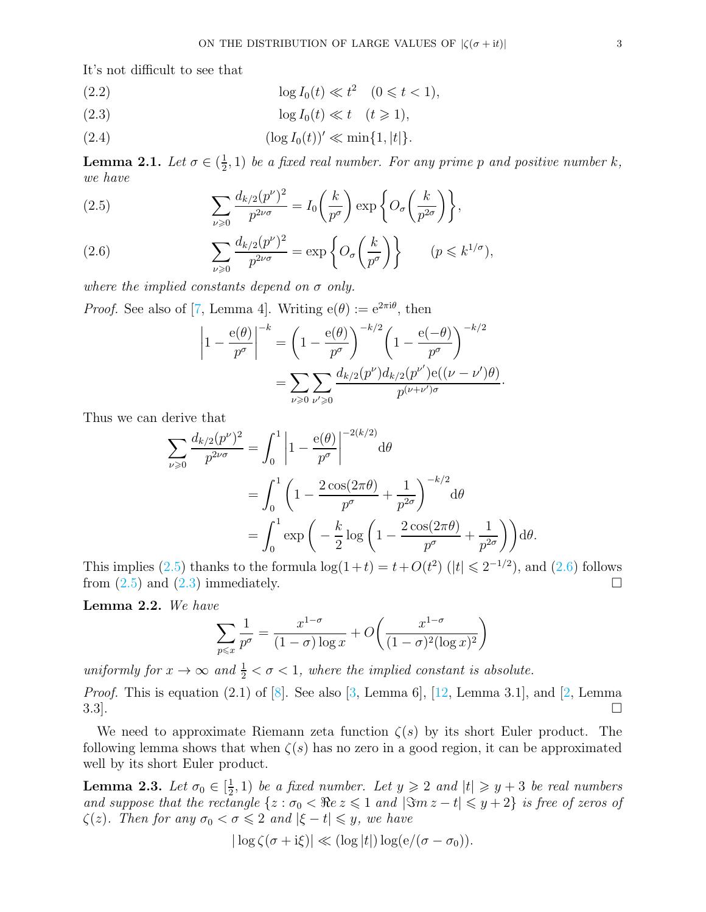It's not difficult to see that

$$\log I_0(t) \ll t^2 \quad (0 \leqslant t < 1), \tag{2.2}$$

$$\log I_0(t) \ll t \quad (t \geqslant 1), \tag{2.3}$$

$$(\log I_0(t))' \ll \min\{1, |t|\}. \tag{2.4}$$

**Lemma 2.1.** *Let $\sigma \in (\frac{1}{2}, 1)$ be a fixed real number. For any prime $p$ and positive number $k$, we have*

$$\sum_{\nu \geqslant 0} \frac{d_{k/2}(p^\nu)^2}{p^{2\nu\sigma}} = I_0\bigg(\frac{k}{p^\sigma}\bigg) \exp\bigg\{O_\sigma\bigg(\frac{k}{p^{2\sigma}}\bigg)\bigg\}, \tag{2.5}$$

$$\sum_{\nu \geqslant 0} \frac{d_{k/2}(p^\nu)^2}{p^{2\nu\sigma}} = \exp\bigg\{O_\sigma\bigg(\frac{k}{p^\sigma}\bigg)\bigg\} \qquad (p \leqslant k^{1/\sigma}), \tag{2.6}$$

*where the implied constants depend on $\sigma$ only.*

*Proof.* See also of [7, Lemma 4]. Writing $\mathrm{e}(\theta) := \mathrm{e}^{2\pi \mathrm{i}\theta}$, then

$$\begin{aligned}
\bigg|1 - \frac{\mathrm{e}(\theta)}{p^\sigma}\bigg|^{-k} &= \bigg(1 - \frac{\mathrm{e}(\theta)}{p^\sigma}\bigg)^{-k/2}\bigg(1 - \frac{\mathrm{e}(-\theta)}{p^\sigma}\bigg)^{-k/2} \\
&= \sum_{\nu \geqslant 0}\sum_{\nu' \geqslant 0} \frac{d_{k/2}(p^\nu) d_{k/2}(p^{\nu'}) \mathrm{e}((\nu - \nu')\theta)}{p^{(\nu+\nu')\sigma}}.
\end{aligned}$$

Thus we can derive that

$$\begin{aligned}
\sum_{\nu \geqslant 0} \frac{d_{k/2}(p^\nu)^2}{p^{2\nu\sigma}} &= \int_0^1 \bigg|1 - \frac{\mathrm{e}(\theta)}{p^\sigma}\bigg|^{-2(k/2)} \mathrm{d}\theta \\
&= \int_0^1 \bigg(1 - \frac{2\cos(2\pi\theta)}{p^\sigma} + \frac{1}{p^{2\sigma}}\bigg)^{-k/2} \mathrm{d}\theta \\
&= \int_0^1 \exp\bigg(-\frac{k}{2}\log\bigg(1 - \frac{2\cos(2\pi\theta)}{p^\sigma} + \frac{1}{p^{2\sigma}}\bigg)\bigg)\mathrm{d}\theta.
\end{aligned}$$

This implies (2.5) thanks to the formula $\log(1+t) = t + O(t^2)$ ($|t| \leqslant 2^{-1/2}$), and (2.6) follows from (2.5) and (2.3) immediately. $\square$

**Lemma 2.2.** *We have*

$$\sum_{p \leqslant x} \frac{1}{p^\sigma} = \frac{x^{1-\sigma}}{(1-\sigma)\log x} + O\bigg(\frac{x^{1-\sigma}}{(1-\sigma)^2(\log x)^2}\bigg)$$

*uniformly for $x \to \infty$ and $\frac{1}{2} < \sigma < 1$, where the implied constant is absolute.*

*Proof.* This is equation (2.1) of [8]. See also [3, Lemma 6], [12, Lemma 3.1], and [2, Lemma 3.3]. $\square$

We need to approximate Riemann zeta function $\zeta(s)$ by its short Euler product. The following lemma shows that when $\zeta(s)$ has no zero in a good region, it can be approximated well by its short Euler product.

**Lemma 2.3.** *Let $\sigma_0 \in [\frac{1}{2}, 1)$ be a fixed number. Let $y \geqslant 2$ and $|t| \geqslant y + 3$ be real numbers and suppose that the rectangle $\{z : \sigma_0 < \Re e\, z \leqslant 1 \text{ and } |\Im m\, z - t| \leqslant y + 2\}$ is free of zeros of $\zeta(z)$. Then for any $\sigma_0 < \sigma \leqslant 2$ and $|\xi - t| \leqslant y$, we have*

$$|\log \zeta(\sigma + \mathrm{i}\xi)| \ll (\log |t|) \log(\mathrm{e}/(\sigma - \sigma_0)).$$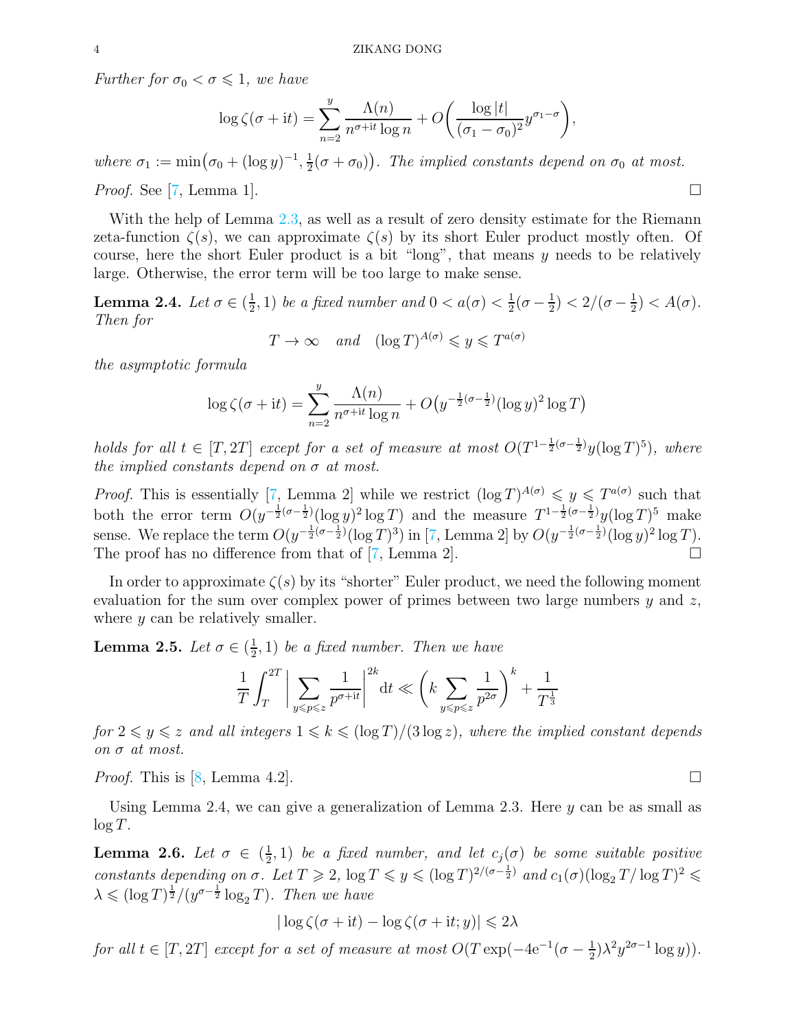*Further for $\sigma_0 < \sigma \leqslant 1$, we have*

$$\log\zeta(\sigma+\mathrm{i}t)=\sum_{n=2}^{y}\frac{\Lambda(n)}{n^{\sigma+\mathrm{i}t}\log n}+O\biggl(\frac{\log|t|}{(\sigma_1-\sigma_0)^2}y^{\sigma_1-\sigma}\biggr),$$

*where $\sigma_1 := \min\bigl(\sigma_0+(\log y)^{-1}, \frac12(\sigma+\sigma_0)\bigr)$. The implied constants depend on $\sigma_0$ at most.*

*Proof.* See [7, Lemma 1]. □

With the help of Lemma 2.3, as well as a result of zero density estimate for the Riemann zeta-function $\zeta(s)$, we can approximate $\zeta(s)$ by its short Euler product mostly often. Of course, here the short Euler product is a bit "long", that means $y$ needs to be relatively large. Otherwise, the error term will be too large to make sense.

**Lemma 2.4.** *Let $\sigma\in(\frac12,1)$ be a fixed number and $0<a(\sigma)<\frac12(\sigma-\frac12)<2/(\sigma-\frac12)<A(\sigma)$. Then for*

$$T\to\infty \quad \text{and} \quad (\log T)^{A(\sigma)}\leqslant y\leqslant T^{a(\sigma)}$$

*the asymptotic formula*

$$\log\zeta(\sigma+\mathrm{i}t)=\sum_{n=2}^{y}\frac{\Lambda(n)}{n^{\sigma+\mathrm{i}t}\log n}+O\bigl(y^{-\frac12(\sigma-\frac12)}(\log y)^2\log T\bigr)$$

*holds for all $t\in[T,2T]$ except for a set of measure at most $O(T^{1-\frac12(\sigma-\frac12)}y(\log T)^5)$, where the implied constants depend on $\sigma$ at most.*

*Proof.* This is essentially [7, Lemma 2] while we restrict $(\log T)^{A(\sigma)}\leqslant y\leqslant T^{a(\sigma)}$ such that both the error term $O(y^{-\frac12(\sigma-\frac12)}(\log y)^2\log T)$ and the measure $T^{1-\frac12(\sigma-\frac12)}y(\log T)^5$ make sense. We replace the term $O(y^{-\frac12(\sigma-\frac12)}(\log T)^3)$ in [7, Lemma 2] by $O(y^{-\frac12(\sigma-\frac12)}(\log y)^2\log T)$. The proof has no difference from that of [7, Lemma 2]. □

In order to approximate $\zeta(s)$ by its "shorter" Euler product, we need the following moment evaluation for the sum over complex power of primes between two large numbers $y$ and $z$, where $y$ can be relatively smaller.

**Lemma 2.5.** *Let $\sigma\in(\frac12,1)$ be a fixed number. Then we have*

$$\frac1T\int_T^{2T}\biggl|\sum_{y\leqslant p\leqslant z}\frac{1}{p^{\sigma+\mathrm{i}t}}\biggr|^{2k}\mathrm{d}t\ll\biggl(k\sum_{y\leqslant p\leqslant z}\frac{1}{p^{2\sigma}}\biggr)^k+\frac{1}{T^{\frac13}}$$

*for $2\leqslant y\leqslant z$ and all integers $1\leqslant k\leqslant(\log T)/(3\log z)$, where the implied constant depends on $\sigma$ at most.*

*Proof.* This is [8, Lemma 4.2]. □

Using Lemma 2.4, we can give a generalization of Lemma 2.3. Here $y$ can be as small as $\log T$.

**Lemma 2.6.** *Let $\sigma\in(\frac12,1)$ be a fixed number, and let $c_j(\sigma)$ be some suitable positive constants depending on $\sigma$. Let $T\geqslant2$, $\log T\leqslant y\leqslant(\log T)^{2/(\sigma-\frac12)}$ and $c_1(\sigma)(\log_2T/\log T)^2\leqslant\lambda\leqslant(\log T)^{\frac12}/(y^{\sigma-\frac12}\log_2T)$. Then we have*

$$|\log\zeta(\sigma+\mathrm{i}t)-\log\zeta(\sigma+\mathrm{i}t;y)|\leqslant2\lambda$$

*for all $t\in[T,2T]$ except for a set of measure at most $O(T\exp(-4\mathrm{e}^{-1}(\sigma-\frac12)\lambda^2y^{2\sigma-1}\log y))$.*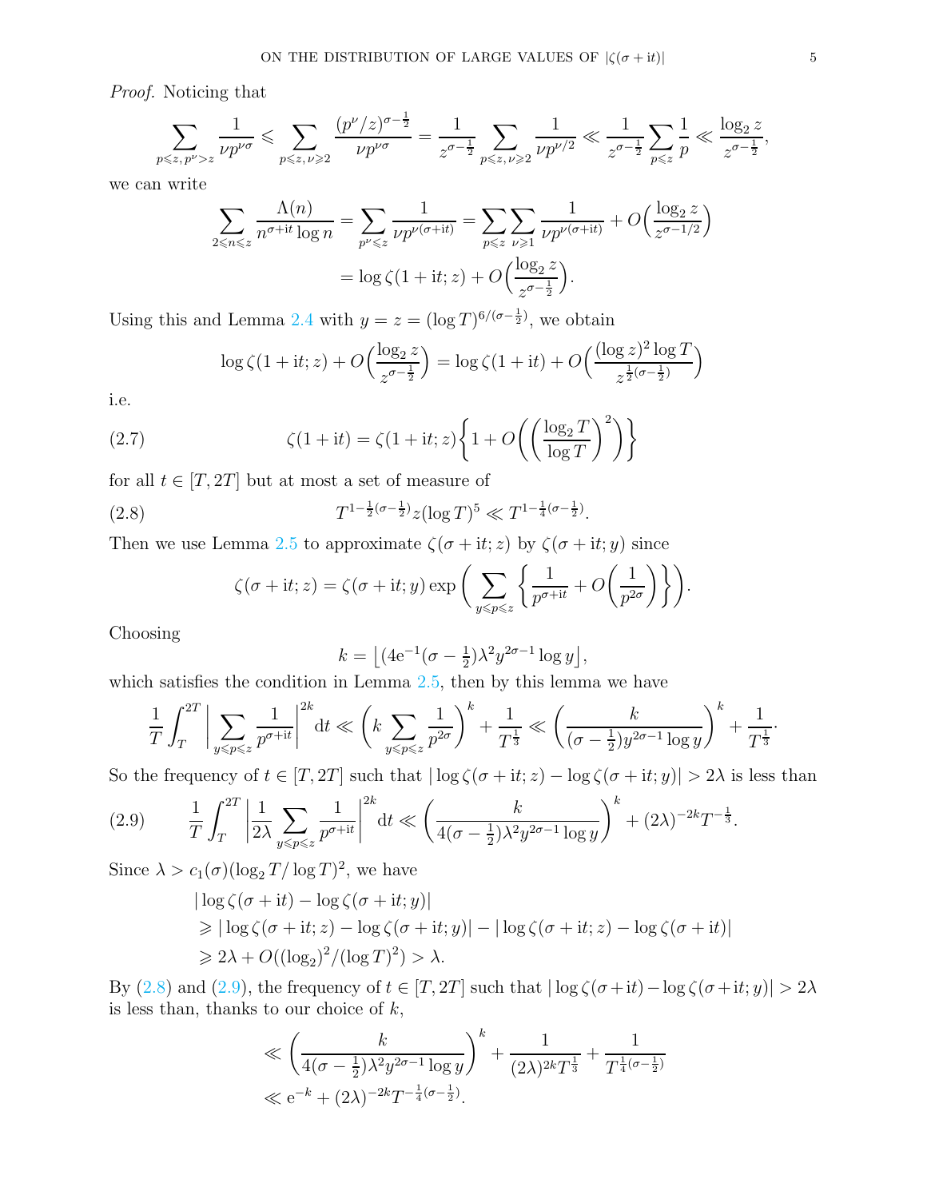*Proof.* Noticing that

$$\sum_{p\leqslant z,\, p^\nu>z} \frac{1}{\nu p^{\nu\sigma}} \leqslant \sum_{p\leqslant z,\, \nu\geqslant 2} \frac{(p^\nu/z)^{\sigma-\frac12}}{\nu p^{\nu\sigma}} = \frac{1}{z^{\sigma-\frac12}} \sum_{p\leqslant z,\, \nu\geqslant 2} \frac{1}{\nu p^{\nu/2}} \ll \frac{1}{z^{\sigma-\frac12}} \sum_{p\leqslant z} \frac{1}{p} \ll \frac{\log_2 z}{z^{\sigma-\frac12}},$$

we can write

$$\begin{aligned}\sum_{2\leqslant n\leqslant z} \frac{\Lambda(n)}{n^{\sigma+\mathrm{i}t}\log n} &= \sum_{p^\nu\leqslant z} \frac{1}{\nu p^{\nu(\sigma+\mathrm{i}t)}} = \sum_{p\leqslant z}\sum_{\nu\geqslant 1} \frac{1}{\nu p^{\nu(\sigma+\mathrm{i}t)}} + O\Big(\frac{\log_2 z}{z^{\sigma-1/2}}\Big) \\ &= \log\zeta(1+\mathrm{i}t; z) + O\Big(\frac{\log_2 z}{z^{\sigma-\frac12}}\Big).\end{aligned}$$

Using this and Lemma 2.4 with $y = z = (\log T)^{6/(\sigma-\frac12)}$, we obtain

$$\log\zeta(1+\mathrm{i}t; z) + O\Big(\frac{\log_2 z}{z^{\sigma-\frac12}}\Big) = \log\zeta(1+\mathrm{i}t) + O\Big(\frac{(\log z)^2\log T}{z^{\frac12(\sigma-\frac12)}}\Big)$$

i.e.

$$\zeta(1+\mathrm{i}t) = \zeta(1+\mathrm{i}t; z)\bigg\{1 + O\bigg(\Big(\frac{\log_2 T}{\log T}\Big)^2\bigg)\bigg\} \tag{2.7}$$

for all $t\in[T, 2T]$ but at most a set of measure of

$$T^{1-\frac12(\sigma-\frac12)} z(\log T)^5 \ll T^{1-\frac14(\sigma-\frac12)}. \tag{2.8}$$

Then we use Lemma 2.5 to approximate $\zeta(\sigma+\mathrm{i}t; z)$ by $\zeta(\sigma+\mathrm{i}t; y)$ since

$$\zeta(\sigma+\mathrm{i}t; z) = \zeta(\sigma+\mathrm{i}t; y)\exp\bigg(\sum_{y\leqslant p\leqslant z}\Big\{\frac{1}{p^{\sigma+\mathrm{i}t}} + O\Big(\frac{1}{p^{2\sigma}}\Big)\Big\}\bigg).$$

Choosing

$$k = \big\lfloor (4\mathrm{e}^{-1}(\sigma-\tfrac12)\lambda^2 y^{2\sigma-1}\log y\big\rfloor,$$

which satisfies the condition in Lemma 2.5, then by this lemma we have

$$\frac1T\int_T^{2T}\bigg|\sum_{y\leqslant p\leqslant z}\frac{1}{p^{\sigma+\mathrm{i}t}}\bigg|^{2k}\mathrm{d}t \ll \bigg(k\sum_{y\leqslant p\leqslant z}\frac{1}{p^{2\sigma}}\bigg)^k + \frac{1}{T^{\frac13}} \ll \bigg(\frac{k}{(\sigma-\frac12)y^{2\sigma-1}\log y}\bigg)^k + \frac{1}{T^{\frac13}}\cdot$$

So the frequency of $t\in[T,2T]$ such that $|\log\zeta(\sigma+\mathrm{i}t; z) - \log\zeta(\sigma+\mathrm{i}t; y)| > 2\lambda$ is less than

$$\frac1T\int_T^{2T}\bigg|\frac{1}{2\lambda}\sum_{y\leqslant p\leqslant z}\frac{1}{p^{\sigma+\mathrm{i}t}}\bigg|^{2k}\mathrm{d}t \ll \bigg(\frac{k}{4(\sigma-\frac12)\lambda^2 y^{2\sigma-1}\log y}\bigg)^k + (2\lambda)^{-2k}T^{-\frac13}. \tag{2.9}$$

Since $\lambda > c_1(\sigma)(\log_2 T/\log T)^2$, we have

$$\begin{aligned}&|\log\zeta(\sigma+\mathrm{i}t) - \log\zeta(\sigma+\mathrm{i}t; y)| \\ &\geqslant |\log\zeta(\sigma+\mathrm{i}t; z) - \log\zeta(\sigma+\mathrm{i}t; y)| - |\log\zeta(\sigma+\mathrm{i}t; z) - \log\zeta(\sigma+\mathrm{i}t)| \\ &\geqslant 2\lambda + O((\log_2)^2/(\log T)^2) > \lambda.\end{aligned}$$

By (2.8) and (2.9), the frequency of $t\in[T,2T]$ such that $|\log\zeta(\sigma+\mathrm{i}t) - \log\zeta(\sigma+\mathrm{i}t; y)| > 2\lambda$ is less than, thanks to our choice of $k$,

$$\begin{aligned}&\ll \bigg(\frac{k}{4(\sigma-\frac12)\lambda^2 y^{2\sigma-1}\log y}\bigg)^k + \frac{1}{(2\lambda)^{2k}T^{\frac13}} + \frac{1}{T^{\frac14(\sigma-\frac12)}} \\ &\ll \mathrm{e}^{-k} + (2\lambda)^{-2k}T^{-\frac14(\sigma-\frac12)}.\end{aligned}$$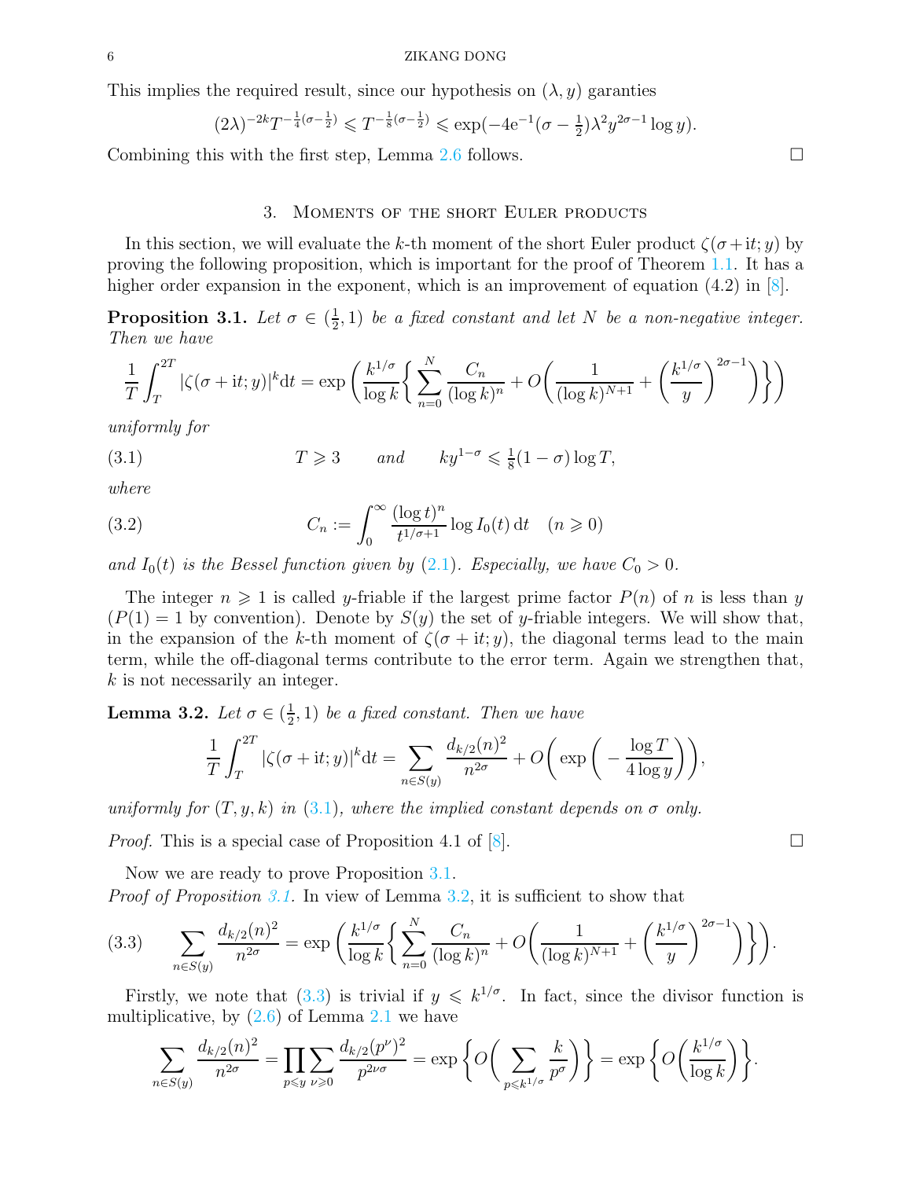This implies the required result, since our hypothesis on $(\lambda, y)$ garanties

$$(2\lambda)^{-2k} T^{-\frac{1}{4}(\sigma-\frac{1}{2})} \leqslant T^{-\frac{1}{8}(\sigma-\frac{1}{2})} \leqslant \exp(-4\mathrm{e}^{-1}(\sigma-\tfrac{1}{2})\lambda^2 y^{2\sigma-1}\log y).$$

Combining this with the first step, Lemma 2.6 follows. □

## 3. Moments of the short Euler products

In this section, we will evaluate the $k$-th moment of the short Euler product $\zeta(\sigma+\mathrm{i}t; y)$ by proving the following proposition, which is important for the proof of Theorem 1.1. It has a higher order expansion in the exponent, which is an improvement of equation (4.2) in [8].

**Proposition 3.1.** *Let $\sigma \in (\frac{1}{2}, 1)$ be a fixed constant and let $N$ be a non-negative integer. Then we have*

$$\frac{1}{T}\int_T^{2T} |\zeta(\sigma+\mathrm{i}t; y)|^k \mathrm{d}t = \exp\left(\frac{k^{1/\sigma}}{\log k}\left\{\sum_{n=0}^{N}\frac{C_n}{(\log k)^n} + O\left(\frac{1}{(\log k)^{N+1}} + \left(\frac{k^{1/\sigma}}{y}\right)^{2\sigma-1}\right)\right\}\right)$$

*uniformly for*

$$T \geqslant 3 \qquad \text{and} \qquad k y^{1-\sigma} \leqslant \tfrac{1}{8}(1-\sigma)\log T, \tag{3.1}$$

*where*

$$C_n := \int_0^\infty \frac{(\log t)^n}{t^{1/\sigma+1}} \log I_0(t)\,\mathrm{d}t \quad (n \geqslant 0) \tag{3.2}$$

*and $I_0(t)$ is the Bessel function given by (2.1). Especially, we have $C_0 > 0$.*

The integer $n \geqslant 1$ is called $y$-friable if the largest prime factor $P(n)$ of $n$ is less than $y$ ($P(1) = 1$ by convention). Denote by $S(y)$ the set of $y$-friable integers. We will show that, in the expansion of the $k$-th moment of $\zeta(\sigma+\mathrm{i}t; y)$, the diagonal terms lead to the main term, while the off-diagonal terms contribute to the error term. Again we strengthen that, $k$ is not necessarily an integer.

**Lemma 3.2.** *Let $\sigma \in (\frac{1}{2}, 1)$ be a fixed constant. Then we have*

$$\frac{1}{T}\int_T^{2T} |\zeta(\sigma+\mathrm{i}t; y)|^k \mathrm{d}t = \sum_{n\in S(y)} \frac{d_{k/2}(n)^2}{n^{2\sigma}} + O\left(\exp\left(-\frac{\log T}{4\log y}\right)\right),$$

*uniformly for $(T, y, k)$ in (3.1), where the implied constant depends on $\sigma$ only.*

*Proof.* This is a special case of Proposition 4.1 of [8]. □

Now we are ready to prove Proposition 3.1.

*Proof of Proposition 3.1.* In view of Lemma 3.2, it is sufficient to show that

$$\sum_{n\in S(y)} \frac{d_{k/2}(n)^2}{n^{2\sigma}} = \exp\left(\frac{k^{1/\sigma}}{\log k}\left\{\sum_{n=0}^{N}\frac{C_n}{(\log k)^n} + O\left(\frac{1}{(\log k)^{N+1}} + \left(\frac{k^{1/\sigma}}{y}\right)^{2\sigma-1}\right)\right\}\right). \tag{3.3}$$

Firstly, we note that (3.3) is trivial if $y \leqslant k^{1/\sigma}$. In fact, since the divisor function is multiplicative, by (2.6) of Lemma 2.1 we have

$$\sum_{n\in S(y)} \frac{d_{k/2}(n)^2}{n^{2\sigma}} = \prod_{p\leqslant y}\sum_{\nu\geqslant 0} \frac{d_{k/2}(p^\nu)^2}{p^{2\nu\sigma}} = \exp\left\{O\left(\sum_{p\leqslant k^{1/\sigma}} \frac{k}{p^\sigma}\right)\right\} = \exp\left\{O\left(\frac{k^{1/\sigma}}{\log k}\right)\right\}.$$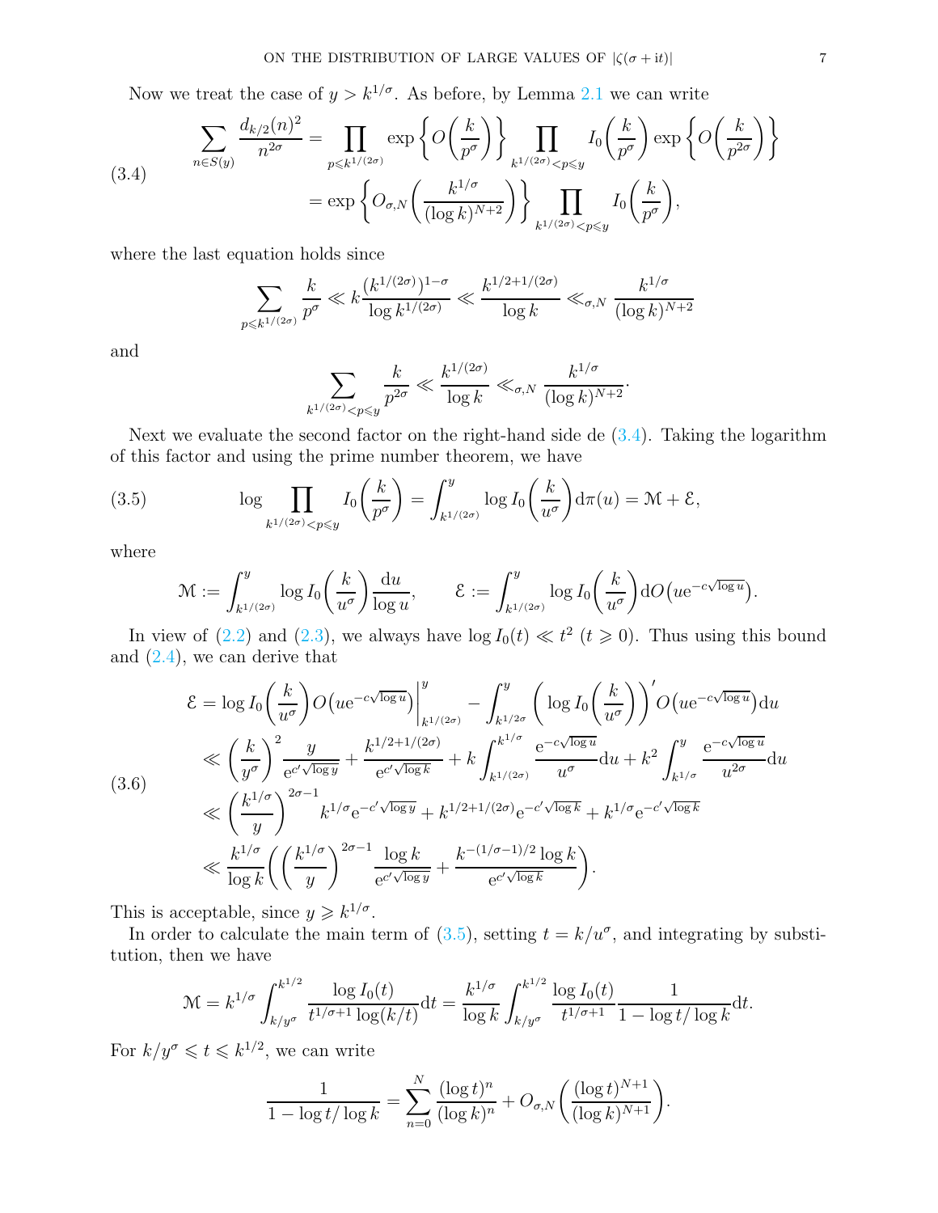Now we treat the case of $y > k^{1/\sigma}$. As before, by Lemma 2.1 we can write

$$\begin{aligned}\sum_{n\in S(y)}\frac{d_{k/2}(n)^2}{n^{2\sigma}} &= \prod_{p\leqslant k^{1/(2\sigma)}}\exp\bigg\{O\bigg(\frac{k}{p^{\sigma}}\bigg)\bigg\}\prod_{k^{1/(2\sigma)}<p\leqslant y} I_0\bigg(\frac{k}{p^{\sigma}}\bigg)\exp\bigg\{O\bigg(\frac{k}{p^{2\sigma}}\bigg)\bigg\} \\ &= \exp\bigg\{O_{\sigma,N}\bigg(\frac{k^{1/\sigma}}{(\log k)^{N+2}}\bigg)\bigg\}\prod_{k^{1/(2\sigma)}<p\leqslant y} I_0\bigg(\frac{k}{p^{\sigma}}\bigg),\end{aligned}\tag{3.4}$$

where the last equation holds since

$$\sum_{p\leqslant k^{1/(2\sigma)}}\frac{k}{p^{\sigma}} \ll k\frac{(k^{1/(2\sigma)})^{1-\sigma}}{\log k^{1/(2\sigma)}} \ll \frac{k^{1/2+1/(2\sigma)}}{\log k} \ll_{\sigma,N} \frac{k^{1/\sigma}}{(\log k)^{N+2}}$$

and

$$\sum_{k^{1/(2\sigma)}<p\leqslant y}\frac{k}{p^{2\sigma}} \ll \frac{k^{1/(2\sigma)}}{\log k} \ll_{\sigma,N} \frac{k^{1/\sigma}}{(\log k)^{N+2}}.$$

Next we evaluate the second factor on the right-hand side de (3.4). Taking the logarithm of this factor and using the prime number theorem, we have

$$\log\prod_{k^{1/(2\sigma)}<p\leqslant y} I_0\bigg(\frac{k}{p^{\sigma}}\bigg) = \int_{k^{1/(2\sigma)}}^{y}\log I_0\bigg(\frac{k}{u^{\sigma}}\bigg)\mathrm{d}\pi(u) = \mathcal{M}+\mathcal{E},\tag{3.5}$$

where

$$\mathcal{M} := \int_{k^{1/(2\sigma)}}^{y}\log I_0\bigg(\frac{k}{u^{\sigma}}\bigg)\frac{\mathrm{d}u}{\log u}, \qquad \mathcal{E} := \int_{k^{1/(2\sigma)}}^{y}\log I_0\bigg(\frac{k}{u^{\sigma}}\bigg)\mathrm{d}O\big(u\mathrm{e}^{-c\sqrt{\log u}}\big).$$

In view of (2.2) and (2.3), we always have $\log I_0(t) \ll t^2$ $(t\geqslant 0)$. Thus using this bound and (2.4), we can derive that

$$\begin{aligned}\mathcal{E} &= \log I_0\bigg(\frac{k}{u^{\sigma}}\bigg)O\big(u\mathrm{e}^{-c\sqrt{\log u}}\big)\bigg|_{k^{1/(2\sigma)}}^{y} - \int_{k^{1/2\sigma}}^{y}\bigg(\log I_0\bigg(\frac{k}{u^{\sigma}}\bigg)\bigg)'O\big(u\mathrm{e}^{-c\sqrt{\log u}}\big)\mathrm{d}u \\ &\ll \bigg(\frac{k}{y^{\sigma}}\bigg)^2\frac{y}{\mathrm{e}^{c'\sqrt{\log y}}} + \frac{k^{1/2+1/(2\sigma)}}{\mathrm{e}^{c'\sqrt{\log k}}} + k\int_{k^{1/(2\sigma)}}^{k^{1/\sigma}}\frac{\mathrm{e}^{-c\sqrt{\log u}}}{u^{\sigma}}\mathrm{d}u + k^2\int_{k^{1/\sigma}}^{y}\frac{\mathrm{e}^{-c\sqrt{\log u}}}{u^{2\sigma}}\mathrm{d}u \\ &\ll \bigg(\frac{k^{1/\sigma}}{y}\bigg)^{2\sigma-1}k^{1/\sigma}\mathrm{e}^{-c'\sqrt{\log y}} + k^{1/2+1/(2\sigma)}\mathrm{e}^{-c'\sqrt{\log k}} + k^{1/\sigma}\mathrm{e}^{-c'\sqrt{\log k}} \\ &\ll \frac{k^{1/\sigma}}{\log k}\bigg(\bigg(\frac{k^{1/\sigma}}{y}\bigg)^{2\sigma-1}\frac{\log k}{\mathrm{e}^{c'\sqrt{\log y}}} + \frac{k^{-(1/\sigma-1)/2}\log k}{\mathrm{e}^{c'\sqrt{\log k}}}\bigg).\end{aligned}\tag{3.6}$$

This is acceptable, since $y \geqslant k^{1/\sigma}$.

In order to calculate the main term of (3.5), setting $t = k/u^{\sigma}$, and integrating by substitution, then we have

$$\mathcal{M} = k^{1/\sigma}\int_{k/y^{\sigma}}^{k^{1/2}}\frac{\log I_0(t)}{t^{1/\sigma+1}\log(k/t)}\mathrm{d}t = \frac{k^{1/\sigma}}{\log k}\int_{k/y^{\sigma}}^{k^{1/2}}\frac{\log I_0(t)}{t^{1/\sigma+1}}\frac{1}{1-\log t/\log k}\mathrm{d}t.$$

For $k/y^{\sigma} \leqslant t \leqslant k^{1/2}$, we can write

$$\frac{1}{1-\log t/\log k} = \sum_{n=0}^{N}\frac{(\log t)^n}{(\log k)^n} + O_{\sigma,N}\bigg(\frac{(\log t)^{N+1}}{(\log k)^{N+1}}\bigg).$$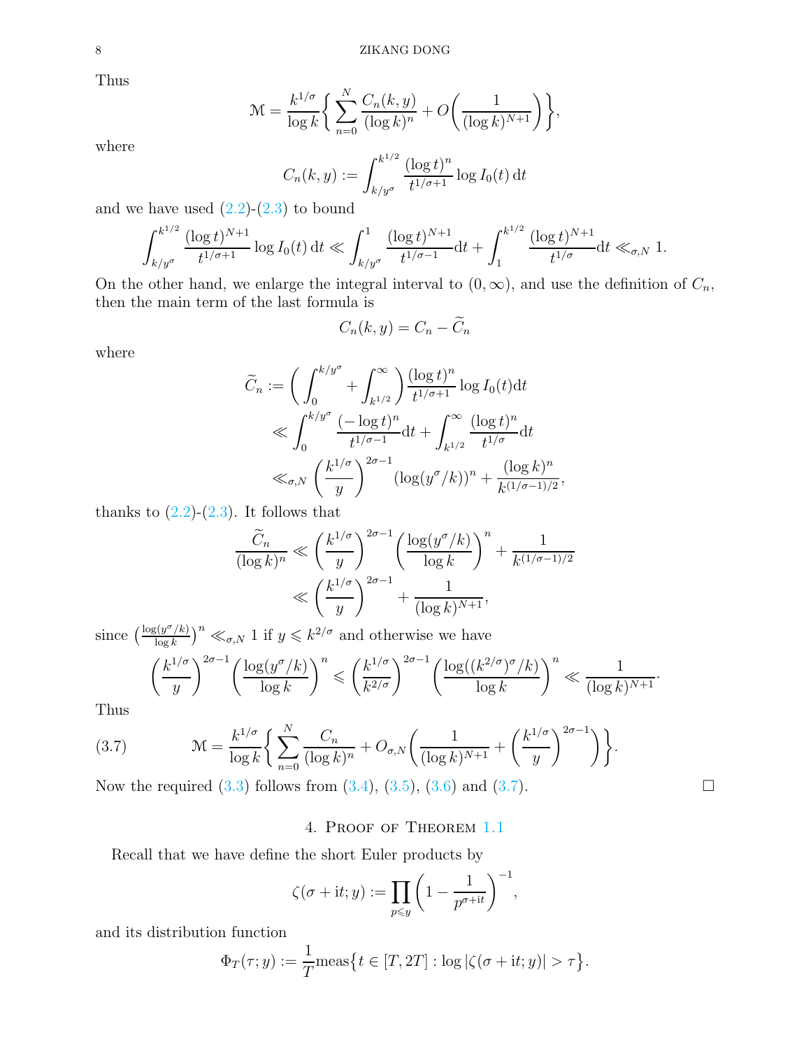Thus

$$\mathcal{M} = \frac{k^{1/\sigma}}{\log k}\bigg\{ \sum_{n=0}^{N} \frac{C_n(k,y)}{(\log k)^n} + O\bigg(\frac{1}{(\log k)^{N+1}}\bigg)\bigg\},$$

where

$$C_n(k,y) := \int_{k/y^\sigma}^{k^{1/2}} \frac{(\log t)^n}{t^{1/\sigma+1}} \log I_0(t)\,\mathrm{d}t$$

and we have used (2.2)-(2.3) to bound

$$\int_{k/y^\sigma}^{k^{1/2}} \frac{(\log t)^{N+1}}{t^{1/\sigma+1}} \log I_0(t)\,\mathrm{d}t \ll \int_{k/y^\sigma}^{1} \frac{(\log t)^{N+1}}{t^{1/\sigma-1}}\mathrm{d}t + \int_{1}^{k^{1/2}} \frac{(\log t)^{N+1}}{t^{1/\sigma}}\mathrm{d}t \ll_{\sigma,N} 1.$$

On the other hand, we enlarge the integral interval to $(0,\infty)$, and use the definition of $C_n$, then the main term of the last formula is

$$C_n(k,y) = C_n - \widetilde{C}_n$$

where

$$\begin{aligned}
\widetilde{C}_n &:= \bigg(\int_0^{k/y^\sigma} + \int_{k^{1/2}}^{\infty}\bigg) \frac{(\log t)^n}{t^{1/\sigma+1}} \log I_0(t)\mathrm{d}t \\
&\ll \int_0^{k/y^\sigma} \frac{(-\log t)^n}{t^{1/\sigma-1}}\mathrm{d}t + \int_{k^{1/2}}^{\infty} \frac{(\log t)^n}{t^{1/\sigma}}\mathrm{d}t \\
&\ll_{\sigma,N} \bigg(\frac{k^{1/\sigma}}{y}\bigg)^{2\sigma-1} (\log(y^\sigma/k))^n + \frac{(\log k)^n}{k^{(1/\sigma-1)/2}},
\end{aligned}$$

thanks to (2.2)-(2.3). It follows that

$$\begin{aligned}
\frac{\widetilde{C}_n}{(\log k)^n} &\ll \bigg(\frac{k^{1/\sigma}}{y}\bigg)^{2\sigma-1} \bigg(\frac{\log(y^\sigma/k)}{\log k}\bigg)^n + \frac{1}{k^{(1/\sigma-1)/2}} \\
&\ll \bigg(\frac{k^{1/\sigma}}{y}\bigg)^{2\sigma-1} + \frac{1}{(\log k)^{N+1}},
\end{aligned}$$

since $\big(\frac{\log(y^\sigma/k)}{\log k}\big)^n \ll_{\sigma,N} 1$ if $y \leqslant k^{2/\sigma}$ and otherwise we have

$$\bigg(\frac{k^{1/\sigma}}{y}\bigg)^{2\sigma-1}\bigg(\frac{\log(y^\sigma/k)}{\log k}\bigg)^n \leqslant \bigg(\frac{k^{1/\sigma}}{k^{2/\sigma}}\bigg)^{2\sigma-1}\bigg(\frac{\log((k^{2/\sigma})^\sigma/k)}{\log k}\bigg)^n \ll \frac{1}{(\log k)^{N+1}}.$$

Thus

$$\mathcal{M} = \frac{k^{1/\sigma}}{\log k}\bigg\{ \sum_{n=0}^{N} \frac{C_n}{(\log k)^n} + O_{\sigma,N}\bigg(\frac{1}{(\log k)^{N+1}} + \bigg(\frac{k^{1/\sigma}}{y}\bigg)^{2\sigma-1}\bigg)\bigg\}. \tag{3.7}$$

Now the required (3.3) follows from (3.4), (3.5), (3.6) and (3.7). ∎

## 4. Proof of Theorem 1.1

Recall that we have define the short Euler products by

$$\zeta(\sigma+\mathrm{i}t;y) := \prod_{p\leqslant y}\bigg(1 - \frac{1}{p^{\sigma+\mathrm{i}t}}\bigg)^{-1},$$

and its distribution function

$$\Phi_T(\tau;y) := \frac{1}{T}\mathrm{meas}\big\{t \in [T,2T] : \log|\zeta(\sigma+\mathrm{i}t;y)| > \tau\big\}.$$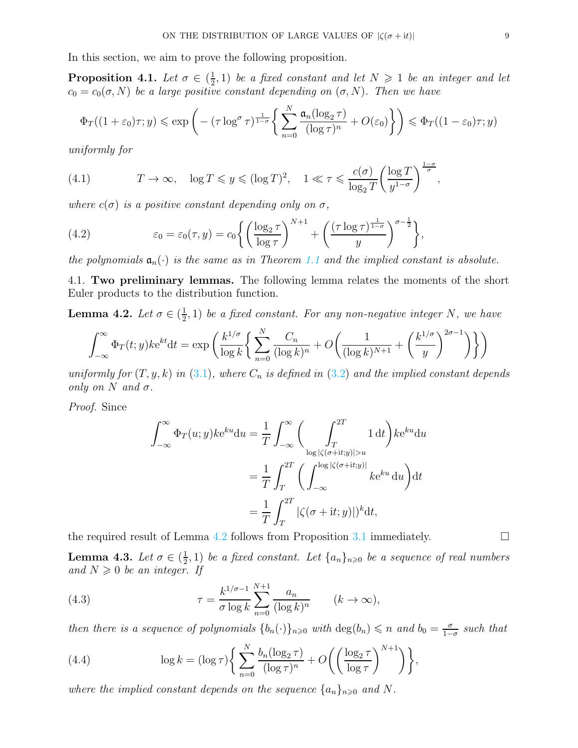In this section, we aim to prove the following proposition.

**Proposition 4.1.** *Let $\sigma \in (\frac{1}{2}, 1)$ be a fixed constant and let $N \geqslant 1$ be an integer and let $c_0 = c_0(\sigma, N)$ be a large positive constant depending on $(\sigma, N)$. Then we have*

$$\Phi_T((1+\varepsilon_0)\tau; y) \leqslant \exp\bigg(-(\tau \log^\sigma \tau)^{\frac{1}{1-\sigma}}\bigg\{\sum_{n=0}^N \frac{\mathfrak{a}_n(\log_2 \tau)}{(\log \tau)^n} + O(\varepsilon_0)\bigg\}\bigg) \leqslant \Phi_T((1-\varepsilon_0)\tau; y)$$

*uniformly for*

$$T \to \infty, \quad \log T \leqslant y \leqslant (\log T)^2, \quad 1 \ll \tau \leqslant \frac{c(\sigma)}{\log_2 T}\bigg(\frac{\log T}{y^{1-\sigma}}\bigg)^{\frac{1-\sigma}{\sigma}}, \tag{4.1}$$

*where $c(\sigma)$ is a positive constant depending only on $\sigma$,*

$$\varepsilon_0 = \varepsilon_0(\tau, y) = c_0\bigg\{\bigg(\frac{\log_2 \tau}{\log \tau}\bigg)^{N+1} + \bigg(\frac{(\tau \log \tau)^{\frac{1}{1-\sigma}}}{y}\bigg)^{\sigma - \frac{1}{2}}\bigg\}, \tag{4.2}$$

*the polynomials $\mathfrak{a}_n(\cdot)$ is the same as in Theorem 1.1 and the implied constant is absolute.*

4.1. **Two preliminary lemmas.** The following lemma relates the moments of the short Euler products to the distribution function.

**Lemma 4.2.** *Let $\sigma \in (\frac{1}{2}, 1)$ be a fixed constant. For any non-negative integer $N$, we have*

$$\int_{-\infty}^{\infty} \Phi_T(t; y) k \mathrm{e}^{kt} \mathrm{d}t = \exp\bigg(\frac{k^{1/\sigma}}{\log k}\bigg\{\sum_{n=0}^N \frac{C_n}{(\log k)^n} + O\bigg(\frac{1}{(\log k)^{N+1}} + \bigg(\frac{k^{1/\sigma}}{y}\bigg)^{2\sigma-1}\bigg)\bigg\}\bigg)$$

*uniformly for $(T, y, k)$ in (3.1), where $C_n$ is defined in (3.2) and the implied constant depends only on $N$ and $\sigma$.*

*Proof.* Since

$$\begin{aligned}
\int_{-\infty}^{\infty} \Phi_T(u; y) k \mathrm{e}^{ku} \mathrm{d}u &= \frac{1}{T}\int_{-\infty}^{\infty} \bigg(\int_{\substack{T \\ \log|\zeta(\sigma+\mathrm{i}t;y)|>u}}^{2T} 1 \, \mathrm{d}t\bigg) k \mathrm{e}^{ku} \mathrm{d}u \\
&= \frac{1}{T}\int_T^{2T} \bigg(\int_{-\infty}^{\log|\zeta(\sigma+\mathrm{i}t;y)|} k \mathrm{e}^{ku} \, \mathrm{d}u\bigg) \mathrm{d}t \\
&= \frac{1}{T}\int_T^{2T} |\zeta(\sigma+\mathrm{i}t;y)|)^k \mathrm{d}t,
\end{aligned}$$

the required result of Lemma 4.2 follows from Proposition 3.1 immediately. $\square$

**Lemma 4.3.** *Let $\sigma \in (\frac{1}{2}, 1)$ be a fixed constant. Let $\{a_n\}_{n \geqslant 0}$ be a sequence of real numbers and $N \geqslant 0$ be an integer. If*

$$\tau = \frac{k^{1/\sigma - 1}}{\sigma \log k}\sum_{n=0}^{N+1} \frac{a_n}{(\log k)^n} \qquad (k \to \infty), \tag{4.3}$$

*then there is a sequence of polynomials $\{b_n(\cdot)\}_{n \geqslant 0}$ with $\deg(b_n) \leqslant n$ and $b_0 = \frac{\sigma}{1-\sigma}$ such that*

$$\log k = (\log \tau)\bigg\{\sum_{n=0}^N \frac{b_n(\log_2 \tau)}{(\log \tau)^n} + O\bigg(\bigg(\frac{\log_2 \tau}{\log \tau}\bigg)^{N+1}\bigg)\bigg\}, \tag{4.4}$$

*where the implied constant depends on the sequence $\{a_n\}_{n \geqslant 0}$ and $N$.*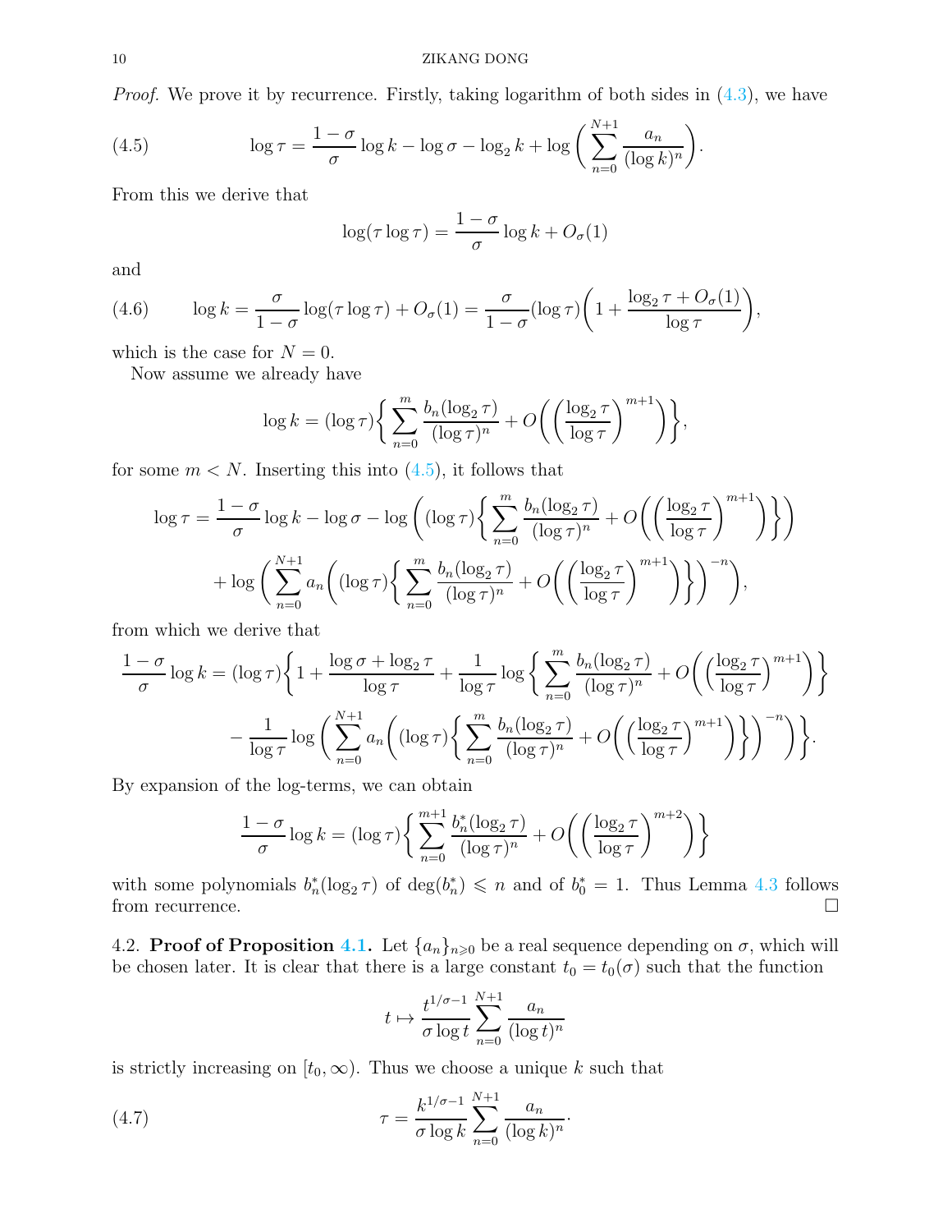*Proof.* We prove it by recurrence. Firstly, taking logarithm of both sides in (4.3), we have

$$\log\tau = \frac{1-\sigma}{\sigma}\log k - \log\sigma - \log_2 k + \log\bigg(\sum_{n=0}^{N+1}\frac{a_n}{(\log k)^n}\bigg). \tag{4.5}$$

From this we derive that

$$\log(\tau\log\tau) = \frac{1-\sigma}{\sigma}\log k + O_\sigma(1)$$

and

$$\log k = \frac{\sigma}{1-\sigma}\log(\tau\log\tau) + O_\sigma(1) = \frac{\sigma}{1-\sigma}(\log\tau)\bigg(1+\frac{\log_2\tau + O_\sigma(1)}{\log\tau}\bigg), \tag{4.6}$$

which is the case for $N=0$.

Now assume we already have

$$\log k = (\log\tau)\bigg\{\sum_{n=0}^{m}\frac{b_n(\log_2\tau)}{(\log\tau)^n} + O\bigg(\Big(\frac{\log_2\tau}{\log\tau}\Big)^{m+1}\bigg)\bigg\},$$

for some $m<N$. Inserting this into (4.5), it follows that

$$\begin{aligned}\log\tau = \frac{1-\sigma}{\sigma}\log k - \log\sigma - \log\bigg((\log\tau)\bigg\{\sum_{n=0}^{m}\frac{b_n(\log_2\tau)}{(\log\tau)^n} + O\bigg(\Big(\frac{\log_2\tau}{\log\tau}\Big)^{m+1}\bigg)\bigg\}\bigg)\\ + \log\bigg(\sum_{n=0}^{N+1}a_n\bigg((\log\tau)\bigg\{\sum_{n=0}^{m}\frac{b_n(\log_2\tau)}{(\log\tau)^n} + O\bigg(\Big(\frac{\log_2\tau}{\log\tau}\Big)^{m+1}\bigg)\bigg\}\bigg)^{-n}\bigg),\end{aligned}$$

from which we derive that

$$\begin{aligned}\frac{1-\sigma}{\sigma}\log k = (\log\tau)\bigg\{1+\frac{\log\sigma+\log_2\tau}{\log\tau} + \frac{1}{\log\tau}\log\bigg\{\sum_{n=0}^{m}\frac{b_n(\log_2\tau)}{(\log\tau)^n} + O\bigg(\Big(\frac{\log_2\tau}{\log\tau}\Big)^{m+1}\bigg)\bigg\}\\ - \frac{1}{\log\tau}\log\bigg(\sum_{n=0}^{N+1}a_n\bigg((\log\tau)\bigg\{\sum_{n=0}^{m}\frac{b_n(\log_2\tau)}{(\log\tau)^n} + O\bigg(\Big(\frac{\log_2\tau}{\log\tau}\Big)^{m+1}\bigg)\bigg\}\bigg)^{-n}\bigg)\bigg\}.\end{aligned}$$

By expansion of the log-terms, we can obtain

$$\frac{1-\sigma}{\sigma}\log k = (\log\tau)\bigg\{\sum_{n=0}^{m+1}\frac{b_n^*(\log_2\tau)}{(\log\tau)^n} + O\bigg(\Big(\frac{\log_2\tau}{\log\tau}\Big)^{m+2}\bigg)\bigg\}$$

with some polynomials $b_n^*(\log_2\tau)$ of $\deg(b_n^*)\leqslant n$ and of $b_0^*=1$. Thus Lemma 4.3 follows from recurrence. $\square$

4.2. **Proof of Proposition 4.1.** Let $\{a_n\}_{n\geqslant 0}$ be a real sequence depending on $\sigma$, which will be chosen later. It is clear that there is a large constant $t_0=t_0(\sigma)$ such that the function

$$t\mapsto \frac{t^{1/\sigma-1}}{\sigma\log t}\sum_{n=0}^{N+1}\frac{a_n}{(\log t)^n}$$

is strictly increasing on $[t_0,\infty)$. Thus we choose a unique $k$ such that

$$\tau = \frac{k^{1/\sigma-1}}{\sigma\log k}\sum_{n=0}^{N+1}\frac{a_n}{(\log k)^n}. \tag{4.7}$$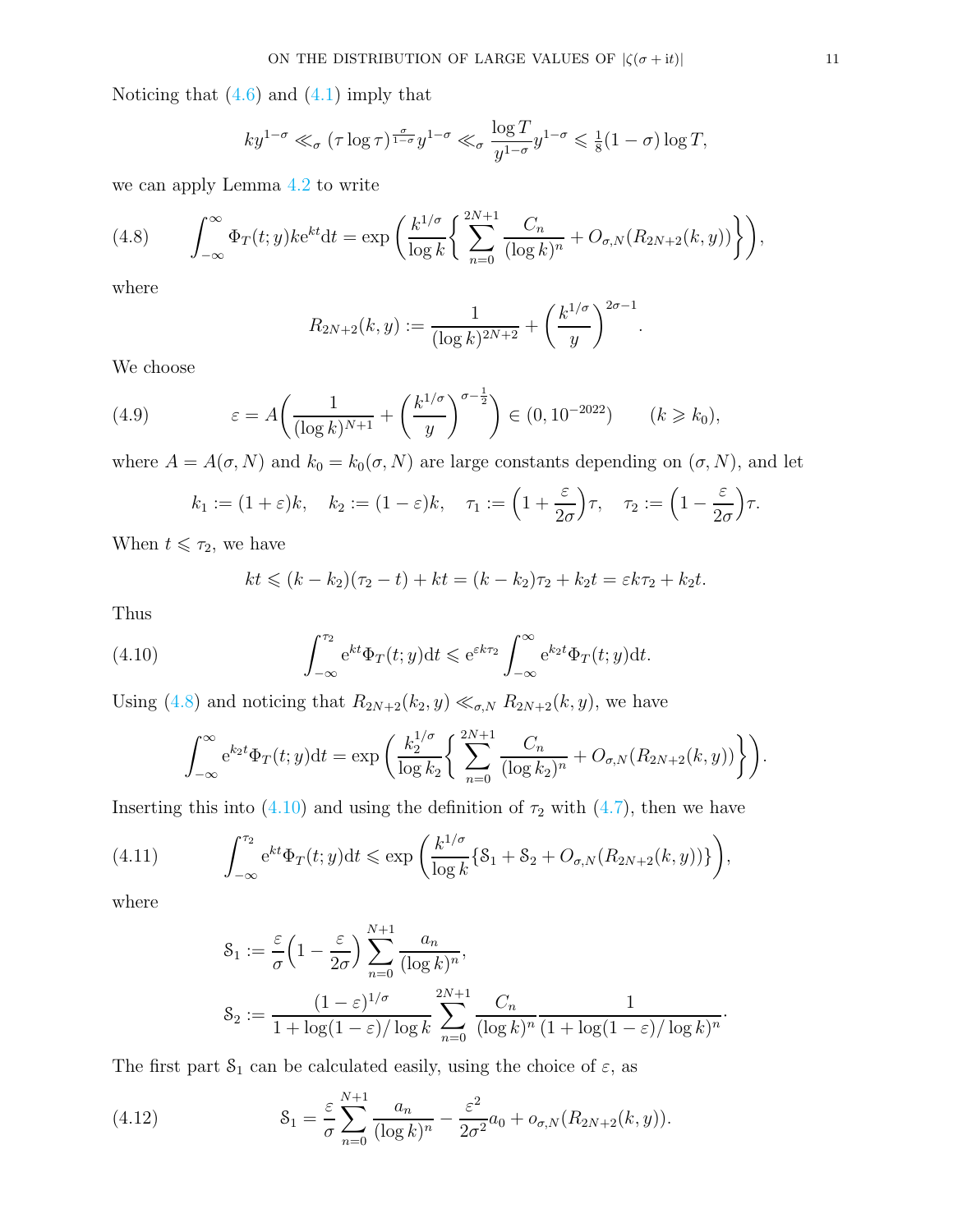Noticing that (4.6) and (4.1) imply that

$$ky^{1-\sigma} \ll_\sigma (\tau \log \tau)^{\frac{\sigma}{1-\sigma}} y^{1-\sigma} \ll_\sigma \frac{\log T}{y^{1-\sigma}} y^{1-\sigma} \leqslant \tfrac{1}{8}(1-\sigma)\log T,$$

we can apply Lemma 4.2 to write

$$\int_{-\infty}^{\infty} \Phi_T(t;y) k \mathrm{e}^{kt} \mathrm{d}t = \exp\bigg(\frac{k^{1/\sigma}}{\log k}\bigg\{\sum_{n=0}^{2N+1} \frac{C_n}{(\log k)^n} + O_{\sigma,N}(R_{2N+2}(k,y))\bigg\}\bigg), \tag{4.8}$$

where

$$R_{2N+2}(k,y) := \frac{1}{(\log k)^{2N+2}} + \bigg(\frac{k^{1/\sigma}}{y}\bigg)^{2\sigma-1}.$$

We choose

$$\varepsilon = A\bigg(\frac{1}{(\log k)^{N+1}} + \bigg(\frac{k^{1/\sigma}}{y}\bigg)^{\sigma-\frac{1}{2}}\bigg) \in (0, 10^{-2022}) \qquad (k \geqslant k_0), \tag{4.9}$$

where $A = A(\sigma, N)$ and $k_0 = k_0(\sigma, N)$ are large constants depending on $(\sigma, N)$, and let

$$k_1 := (1+\varepsilon)k, \quad k_2 := (1-\varepsilon)k, \quad \tau_1 := \Big(1 + \frac{\varepsilon}{2\sigma}\Big)\tau, \quad \tau_2 := \Big(1 - \frac{\varepsilon}{2\sigma}\Big)\tau.$$

When $t \leqslant \tau_2$, we have

$$kt \leqslant (k-k_2)(\tau_2 - t) + kt = (k-k_2)\tau_2 + k_2 t = \varepsilon k \tau_2 + k_2 t.$$

Thus

$$\int_{-\infty}^{\tau_2} \mathrm{e}^{kt} \Phi_T(t;y) \mathrm{d}t \leqslant \mathrm{e}^{\varepsilon k \tau_2} \int_{-\infty}^{\infty} \mathrm{e}^{k_2 t} \Phi_T(t;y) \mathrm{d}t. \tag{4.10}$$

Using (4.8) and noticing that $R_{2N+2}(k_2, y) \ll_{\sigma,N} R_{2N+2}(k,y)$, we have

$$\int_{-\infty}^{\infty} \mathrm{e}^{k_2 t} \Phi_T(t;y) \mathrm{d}t = \exp\bigg(\frac{k_2^{1/\sigma}}{\log k_2}\bigg\{\sum_{n=0}^{2N+1} \frac{C_n}{(\log k_2)^n} + O_{\sigma,N}(R_{2N+2}(k,y))\bigg\}\bigg).$$

Inserting this into (4.10) and using the definition of $\tau_2$ with (4.7), then we have

$$\int_{-\infty}^{\tau_2} \mathrm{e}^{kt} \Phi_T(t;y) \mathrm{d}t \leqslant \exp\bigg(\frac{k^{1/\sigma}}{\log k}\{\mathcal{S}_1 + \mathcal{S}_2 + O_{\sigma,N}(R_{2N+2}(k,y))\}\bigg), \tag{4.11}$$

where

$$\mathcal{S}_1 := \frac{\varepsilon}{\sigma}\Big(1 - \frac{\varepsilon}{2\sigma}\Big) \sum_{n=0}^{N+1} \frac{a_n}{(\log k)^n},$$

$$\mathcal{S}_2 := \frac{(1-\varepsilon)^{1/\sigma}}{1 + \log(1-\varepsilon)/\log k} \sum_{n=0}^{2N+1} \frac{C_n}{(\log k)^n} \frac{1}{(1 + \log(1-\varepsilon)/\log k)^n}.$$

The first part $\mathcal{S}_1$ can be calculated easily, using the choice of $\varepsilon$, as

$$\mathcal{S}_1 = \frac{\varepsilon}{\sigma} \sum_{n=0}^{N+1} \frac{a_n}{(\log k)^n} - \frac{\varepsilon^2}{2\sigma^2} a_0 + o_{\sigma,N}(R_{2N+2}(k,y)). \tag{4.12}$$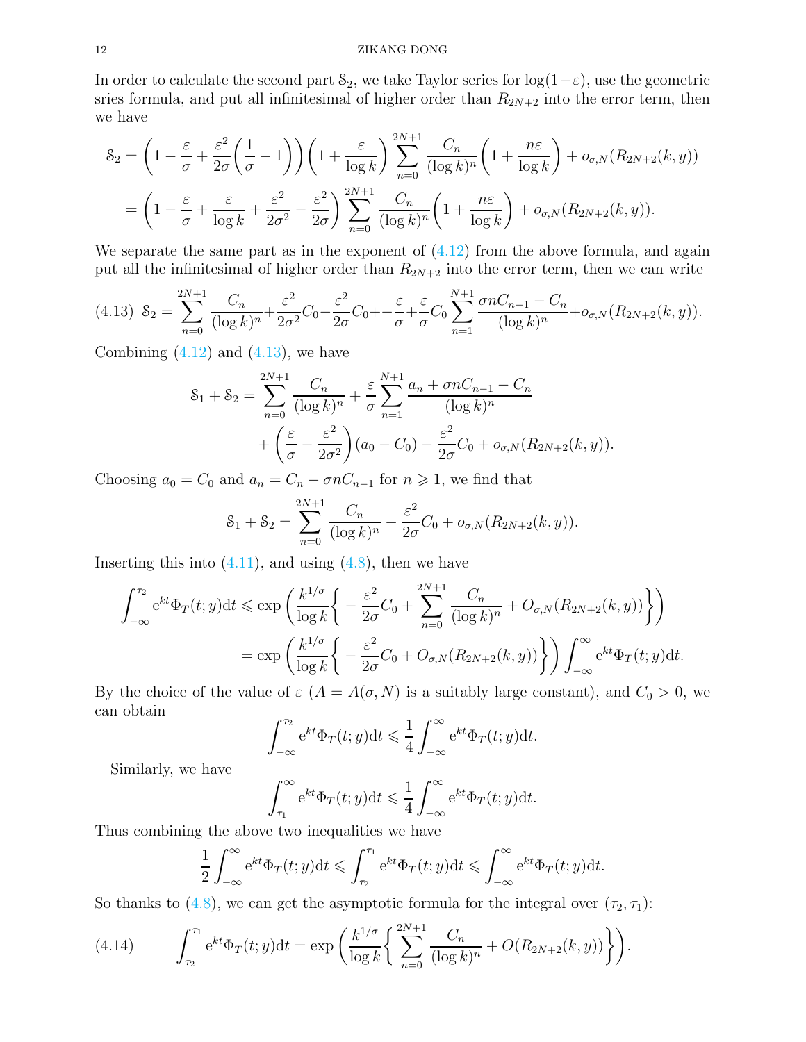In order to calculate the second part $\mathcal{S}_2$, we take Taylor series for $\log(1-\varepsilon)$, use the geometric sries formula, and put all infinitesimal of higher order than $R_{2N+2}$ into the error term, then we have

$$\begin{aligned}
\mathcal{S}_2 &= \left(1 - \frac{\varepsilon}{\sigma} + \frac{\varepsilon^2}{2\sigma}\left(\frac{1}{\sigma} - 1\right)\right)\left(1 + \frac{\varepsilon}{\log k}\right)\sum_{n=0}^{2N+1}\frac{C_n}{(\log k)^n}\left(1 + \frac{n\varepsilon}{\log k}\right) + o_{\sigma,N}(R_{2N+2}(k,y)) \\
&= \left(1 - \frac{\varepsilon}{\sigma} + \frac{\varepsilon}{\log k} + \frac{\varepsilon^2}{2\sigma^2} - \frac{\varepsilon^2}{2\sigma}\right)\sum_{n=0}^{2N+1}\frac{C_n}{(\log k)^n}\left(1 + \frac{n\varepsilon}{\log k}\right) + o_{\sigma,N}(R_{2N+2}(k,y)).
\end{aligned}$$

We separate the same part as in the exponent of (4.12) from the above formula, and again put all the infinitesimal of higher order than $R_{2N+2}$ into the error term, then we can write

$$\mathcal{S}_2 = \sum_{n=0}^{2N+1}\frac{C_n}{(\log k)^n} + \frac{\varepsilon^2}{2\sigma^2}C_0 - \frac{\varepsilon^2}{2\sigma}C_0 + - \frac{\varepsilon}{\sigma} + \frac{\varepsilon}{\sigma}C_0\sum_{n=1}^{N+1}\frac{\sigma n C_{n-1} - C_n}{(\log k)^n} + o_{\sigma,N}(R_{2N+2}(k,y)). \tag{4.13}$$

Combining (4.12) and (4.13), we have

$$\begin{aligned}
\mathcal{S}_1 + \mathcal{S}_2 = &\sum_{n=0}^{2N+1}\frac{C_n}{(\log k)^n} + \frac{\varepsilon}{\sigma}\sum_{n=1}^{N+1}\frac{a_n + \sigma n C_{n-1} - C_n}{(\log k)^n} \\
&+ \left(\frac{\varepsilon}{\sigma} - \frac{\varepsilon^2}{2\sigma^2}\right)(a_0 - C_0) - \frac{\varepsilon^2}{2\sigma}C_0 + o_{\sigma,N}(R_{2N+2}(k,y)).
\end{aligned}$$

Choosing $a_0 = C_0$ and $a_n = C_n - \sigma n C_{n-1}$ for $n \geqslant 1$, we find that

$$\mathcal{S}_1 + \mathcal{S}_2 = \sum_{n=0}^{2N+1}\frac{C_n}{(\log k)^n} - \frac{\varepsilon^2}{2\sigma}C_0 + o_{\sigma,N}(R_{2N+2}(k,y)).$$

Inserting this into (4.11), and using (4.8), then we have

$$\begin{aligned}
\int_{-\infty}^{\tau_2} \mathrm{e}^{kt}\Phi_T(t;y)\mathrm{d}t &\leqslant \exp\left(\frac{k^{1/\sigma}}{\log k}\left\{-\frac{\varepsilon^2}{2\sigma}C_0 + \sum_{n=0}^{2N+1}\frac{C_n}{(\log k)^n} + O_{\sigma,N}(R_{2N+2}(k,y))\right\}\right) \\
&= \exp\left(\frac{k^{1/\sigma}}{\log k}\left\{-\frac{\varepsilon^2}{2\sigma}C_0 + O_{\sigma,N}(R_{2N+2}(k,y))\right\}\right)\int_{-\infty}^{\infty}\mathrm{e}^{kt}\Phi_T(t;y)\mathrm{d}t.
\end{aligned}$$

By the choice of the value of $\varepsilon$ ($A = A(\sigma, N)$ is a suitably large constant), and $C_0 > 0$, we can obtain

$$\int_{-\infty}^{\tau_2}\mathrm{e}^{kt}\Phi_T(t;y)\mathrm{d}t \leqslant \frac{1}{4}\int_{-\infty}^{\infty}\mathrm{e}^{kt}\Phi_T(t;y)\mathrm{d}t.$$

Similarly, we have

$$\int_{\tau_1}^{\infty}\mathrm{e}^{kt}\Phi_T(t;y)\mathrm{d}t \leqslant \frac{1}{4}\int_{-\infty}^{\infty}\mathrm{e}^{kt}\Phi_T(t;y)\mathrm{d}t.$$

Thus combining the above two inequalities we have

$$\frac{1}{2}\int_{-\infty}^{\infty}\mathrm{e}^{kt}\Phi_T(t;y)\mathrm{d}t \leqslant \int_{\tau_2}^{\tau_1}\mathrm{e}^{kt}\Phi_T(t;y)\mathrm{d}t \leqslant \int_{-\infty}^{\infty}\mathrm{e}^{kt}\Phi_T(t;y)\mathrm{d}t.$$

So thanks to (4.8), we can get the asymptotic formula for the integral over $(\tau_2, \tau_1)$:

$$\int_{\tau_2}^{\tau_1}\mathrm{e}^{kt}\Phi_T(t;y)\mathrm{d}t = \exp\left(\frac{k^{1/\sigma}}{\log k}\left\{\sum_{n=0}^{2N+1}\frac{C_n}{(\log k)^n} + O(R_{2N+2}(k,y))\right\}\right). \tag{4.14}$$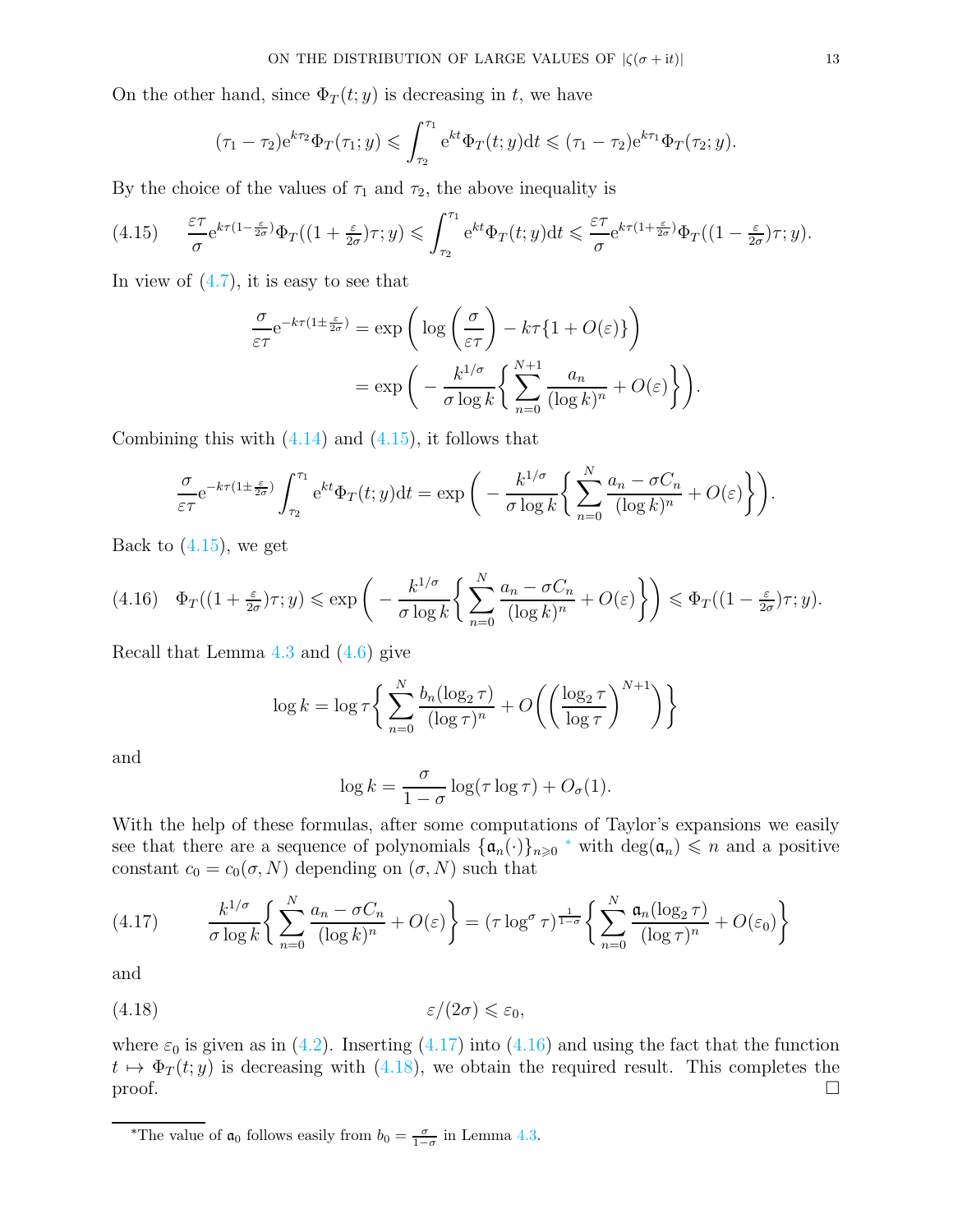On the other hand, since $\Phi_T(t;y)$ is decreasing in $t$, we have

$$(\tau_1 - \tau_2)\mathrm{e}^{k\tau_2}\Phi_T(\tau_1;y) \leqslant \int_{\tau_2}^{\tau_1} \mathrm{e}^{kt}\Phi_T(t;y)\mathrm{d}t \leqslant (\tau_1 - \tau_2)\mathrm{e}^{k\tau_1}\Phi_T(\tau_2;y).$$

By the choice of the values of $\tau_1$ and $\tau_2$, the above inequality is

$$\frac{\varepsilon\tau}{\sigma}\mathrm{e}^{k\tau(1-\frac{\varepsilon}{2\sigma})}\Phi_T((1+\tfrac{\varepsilon}{2\sigma})\tau;y) \leqslant \int_{\tau_2}^{\tau_1} \mathrm{e}^{kt}\Phi_T(t;y)\mathrm{d}t \leqslant \frac{\varepsilon\tau}{\sigma}\mathrm{e}^{k\tau(1+\frac{\varepsilon}{2\sigma})}\Phi_T((1-\tfrac{\varepsilon}{2\sigma})\tau;y). \tag{4.15}$$

In view of (4.7), it is easy to see that

$$\begin{aligned}
\frac{\sigma}{\varepsilon\tau}\mathrm{e}^{-k\tau(1\pm\frac{\varepsilon}{2\sigma})} &= \exp\bigg(\log\bigg(\frac{\sigma}{\varepsilon\tau}\bigg) - k\tau\{1+O(\varepsilon)\}\bigg) \\
&= \exp\bigg(-\frac{k^{1/\sigma}}{\sigma\log k}\bigg\{\sum_{n=0}^{N+1}\frac{a_n}{(\log k)^n} + O(\varepsilon)\bigg\}\bigg).
\end{aligned}$$

Combining this with (4.14) and (4.15), it follows that

$$\frac{\sigma}{\varepsilon\tau}\mathrm{e}^{-k\tau(1\pm\frac{\varepsilon}{2\sigma})}\int_{\tau_2}^{\tau_1}\mathrm{e}^{kt}\Phi_T(t;y)\mathrm{d}t = \exp\bigg(-\frac{k^{1/\sigma}}{\sigma\log k}\bigg\{\sum_{n=0}^{N}\frac{a_n - \sigma C_n}{(\log k)^n} + O(\varepsilon)\bigg\}\bigg).$$

Back to (4.15), we get

$$\Phi_T((1+\tfrac{\varepsilon}{2\sigma})\tau;y) \leqslant \exp\bigg(-\frac{k^{1/\sigma}}{\sigma\log k}\bigg\{\sum_{n=0}^{N}\frac{a_n-\sigma C_n}{(\log k)^n} + O(\varepsilon)\bigg\}\bigg) \leqslant \Phi_T((1-\tfrac{\varepsilon}{2\sigma})\tau;y). \tag{4.16}$$

Recall that Lemma 4.3 and (4.6) give

$$\log k = \log\tau\bigg\{\sum_{n=0}^{N}\frac{b_n(\log_2\tau)}{(\log\tau)^n} + O\bigg(\bigg(\frac{\log_2\tau}{\log\tau}\bigg)^{N+1}\bigg)\bigg\}$$

and

$$\log k = \frac{\sigma}{1-\sigma}\log(\tau\log\tau) + O_\sigma(1).$$

With the help of these formulas, after some computations of Taylor's expansions we easily see that there are a sequence of polynomials $\{\mathfrak{a}_n(\cdot)\}_{n\geqslant 0}$ * with $\deg(\mathfrak{a}_n) \leqslant n$ and a positive constant $c_0 = c_0(\sigma, N)$ depending on $(\sigma, N)$ such that

$$\frac{k^{1/\sigma}}{\sigma\log k}\bigg\{\sum_{n=0}^{N}\frac{a_n-\sigma C_n}{(\log k)^n} + O(\varepsilon)\bigg\} = (\tau\log^\sigma\tau)^{\frac{1}{1-\sigma}}\bigg\{\sum_{n=0}^{N}\frac{\mathfrak{a}_n(\log_2\tau)}{(\log\tau)^n} + O(\varepsilon_0)\bigg\} \tag{4.17}$$

and

$$\varepsilon/(2\sigma) \leqslant \varepsilon_0, \tag{4.18}$$

where $\varepsilon_0$ is given as in (4.2). Inserting (4.17) into (4.16) and using the fact that the function $t \mapsto \Phi_T(t;y)$ is decreasing with (4.18), we obtain the required result. This completes the proof. □

*The value of $\mathfrak{a}_0$ follows easily from $b_0 = \frac{\sigma}{1-\sigma}$ in Lemma 4.3.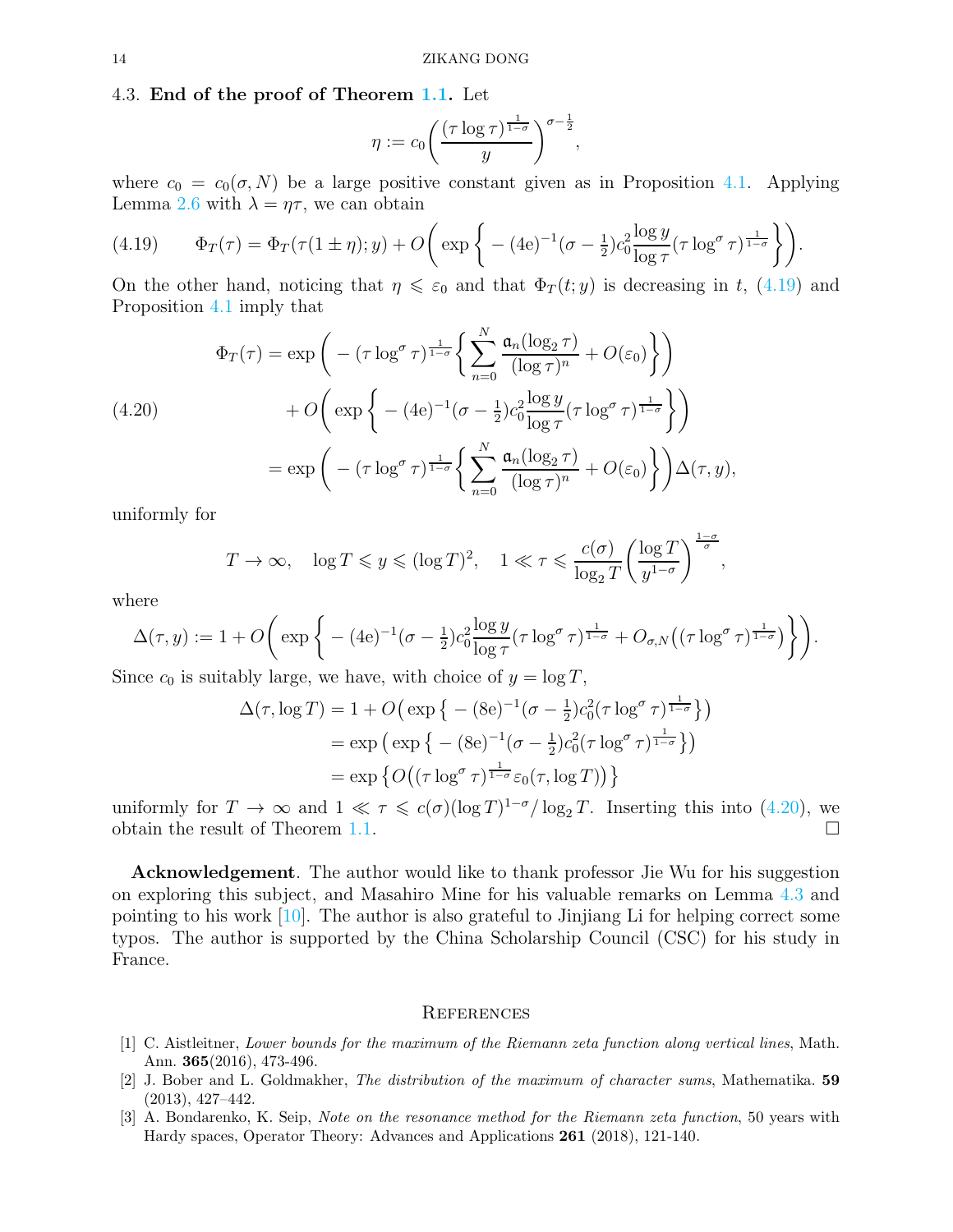### 4.3. **End of the proof of Theorem 1.1.**

Let

$$\eta := c_0\bigg(\frac{(\tau\log\tau)^{\frac{1}{1-\sigma}}}{y}\bigg)^{\sigma-\frac12},$$

where $c_0 = c_0(\sigma, N)$ be a large positive constant given as in Proposition 4.1. Applying Lemma 2.6 with $\lambda = \eta\tau$, we can obtain

$$\Phi_T(\tau) = \Phi_T(\tau(1\pm\eta); y) + O\bigg(\exp\bigg\{-(4\mathrm{e})^{-1}(\sigma-\tfrac12)c_0^2\frac{\log y}{\log\tau}(\tau\log^\sigma\tau)^{\frac{1}{1-\sigma}}\bigg\}\bigg). \tag{4.19}$$

On the other hand, noticing that $\eta \leqslant \varepsilon_0$ and that $\Phi_T(t;y)$ is decreasing in $t$, (4.19) and Proposition 4.1 imply that

$$\begin{aligned}
\Phi_T(\tau) &= \exp\bigg(-(\tau\log^\sigma\tau)^{\frac{1}{1-\sigma}}\bigg\{\sum_{n=0}^N\frac{\mathfrak{a}_n(\log_2\tau)}{(\log\tau)^n}+O(\varepsilon_0)\bigg\}\bigg)\\
&\quad + O\bigg(\exp\bigg\{-(4\mathrm{e})^{-1}(\sigma-\tfrac12)c_0^2\frac{\log y}{\log\tau}(\tau\log^\sigma\tau)^{\frac{1}{1-\sigma}}\bigg\}\bigg)\\
&= \exp\bigg(-(\tau\log^\sigma\tau)^{\frac{1}{1-\sigma}}\bigg\{\sum_{n=0}^N\frac{\mathfrak{a}_n(\log_2\tau)}{(\log\tau)^n}+O(\varepsilon_0)\bigg\}\bigg)\Delta(\tau,y),
\end{aligned} \tag{4.20}$$

uniformly for

$$T\to\infty,\quad \log T\leqslant y\leqslant(\log T)^2,\quad 1\ll\tau\leqslant\frac{c(\sigma)}{\log_2 T}\bigg(\frac{\log T}{y^{1-\sigma}}\bigg)^{\frac{1-\sigma}{\sigma}},$$

where

$$\Delta(\tau,y) := 1+O\bigg(\exp\bigg\{-(4\mathrm{e})^{-1}(\sigma-\tfrac12)c_0^2\frac{\log y}{\log\tau}(\tau\log^\sigma\tau)^{\frac{1}{1-\sigma}}+O_{\sigma,N}\big((\tau\log^\sigma\tau)^{\frac{1}{1-\sigma}}\big)\bigg\}\bigg).$$

Since $c_0$ is suitably large, we have, with choice of $y=\log T$,

$$\begin{aligned}
\Delta(\tau,\log T) &= 1+O\big(\exp\big\{-(8\mathrm{e})^{-1}(\sigma-\tfrac12)c_0^2(\tau\log^\sigma\tau)^{\frac{1}{1-\sigma}}\big\}\big)\\
&= \exp\big(\exp\big\{-(8\mathrm{e})^{-1}(\sigma-\tfrac12)c_0^2(\tau\log^\sigma\tau)^{\frac{1}{1-\sigma}}\big\}\big)\\
&= \exp\big\{O\big((\tau\log^\sigma\tau)^{\frac{1}{1-\sigma}}\varepsilon_0(\tau,\log T)\big)\big\}
\end{aligned}$$

uniformly for $T\to\infty$ and $1\ll\tau\leqslant c(\sigma)(\log T)^{1-\sigma}/\log_2 T$. Inserting this into (4.20), we obtain the result of Theorem 1.1. □

**Acknowledgement**. The author would like to thank professor Jie Wu for his suggestion on exploring this subject, and Masahiro Mine for his valuable remarks on Lemma 4.3 and pointing to his work [10]. The author is also grateful to Jinjiang Li for helping correct some typos. The author is supported by the China Scholarship Council (CSC) for his study in France.

## References

[1] C. Aistleitner, *Lower bounds for the maximum of the Riemann zeta function along vertical lines*, Math. Ann. **365**(2016), 473-496.

[2] J. Bober and L. Goldmakher, *The distribution of the maximum of character sums*, Mathematika. **59** (2013), 427–442.

[3] A. Bondarenko, K. Seip, *Note on the resonance method for the Riemann zeta function*, 50 years with Hardy spaces, Operator Theory: Advances and Applications **261** (2018), 121-140.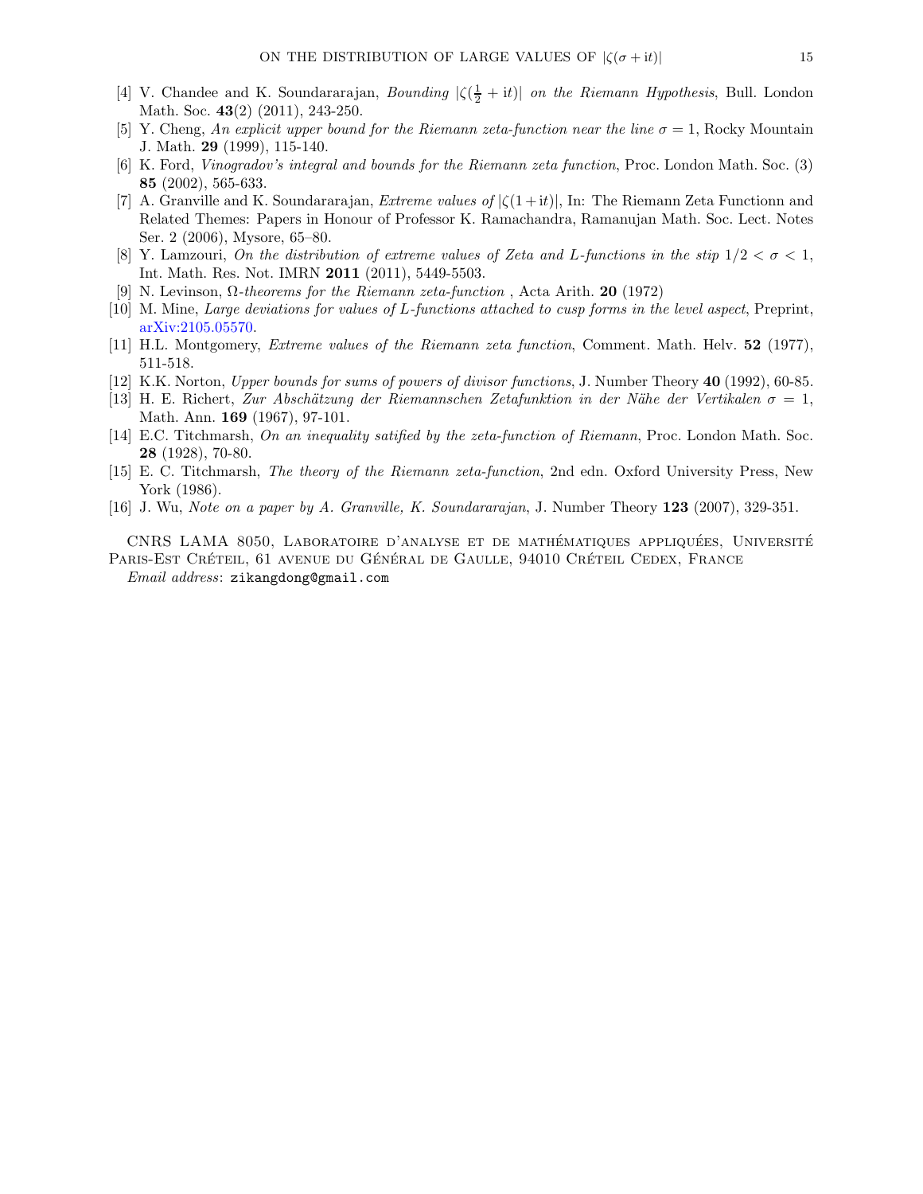[4] V. Chandee and K. Soundararajan, *Bounding* $|\zeta(\frac{1}{2}+\mathrm{i}t)|$ *on the Riemann Hypothesis*, Bull. London Math. Soc. **43**(2) (2011), 243-250.

[5] Y. Cheng, *An explicit upper bound for the Riemann zeta-function near the line* $\sigma = 1$, Rocky Mountain J. Math. **29** (1999), 115-140.

[6] K. Ford, *Vinogradov's integral and bounds for the Riemann zeta function*, Proc. London Math. Soc. (3) **85** (2002), 565-633.

[7] A. Granville and K. Soundararajan, *Extreme values of* $|\zeta(1+\mathrm{i}t)|$, In: The Riemann Zeta Functionn and Related Themes: Papers in Honour of Professor K. Ramachandra, Ramanujan Math. Soc. Lect. Notes Ser. 2 (2006), Mysore, 65–80.

[8] Y. Lamzouri, *On the distribution of extreme values of Zeta and L-functions in the stip* $1/2 < \sigma < 1$, Int. Math. Res. Not. IMRN **2011** (2011), 5449-5503.

[9] N. Levinson, $\Omega$*-theorems for the Riemann zeta-function* , Acta Arith. **20** (1972)

[10] M. Mine, *Large deviations for values of L-functions attached to cusp forms in the level aspect*, Preprint, arXiv:2105.05570.

[11] H.L. Montgomery, *Extreme values of the Riemann zeta function*, Comment. Math. Helv. **52** (1977), 511-518.

[12] K.K. Norton, *Upper bounds for sums of powers of divisor functions*, J. Number Theory **40** (1992), 60-85.

[13] H. E. Richert, *Zur Abschätzung der Riemannschen Zetafunktion in der Nähe der Vertikalen* $\sigma = 1$, Math. Ann. **169** (1967), 97-101.

[14] E.C. Titchmarsh, *On an inequality satified by the zeta-function of Riemann*, Proc. London Math. Soc. **28** (1928), 70-80.

[15] E. C. Titchmarsh, *The theory of the Riemann zeta-function*, 2nd edn. Oxford University Press, New York (1986).

[16] J. Wu, *Note on a paper by A. Granville, K. Soundararajan*, J. Number Theory **123** (2007), 329-351.

CNRS LAMA 8050, Laboratoire d'analyse et de mathématiques appliquées, Université Paris-Est Créteil, 61 avenue du Général de Gaulle, 94010 Créteil Cedex, France

*Email address*: `zikangdong@gmail.com`